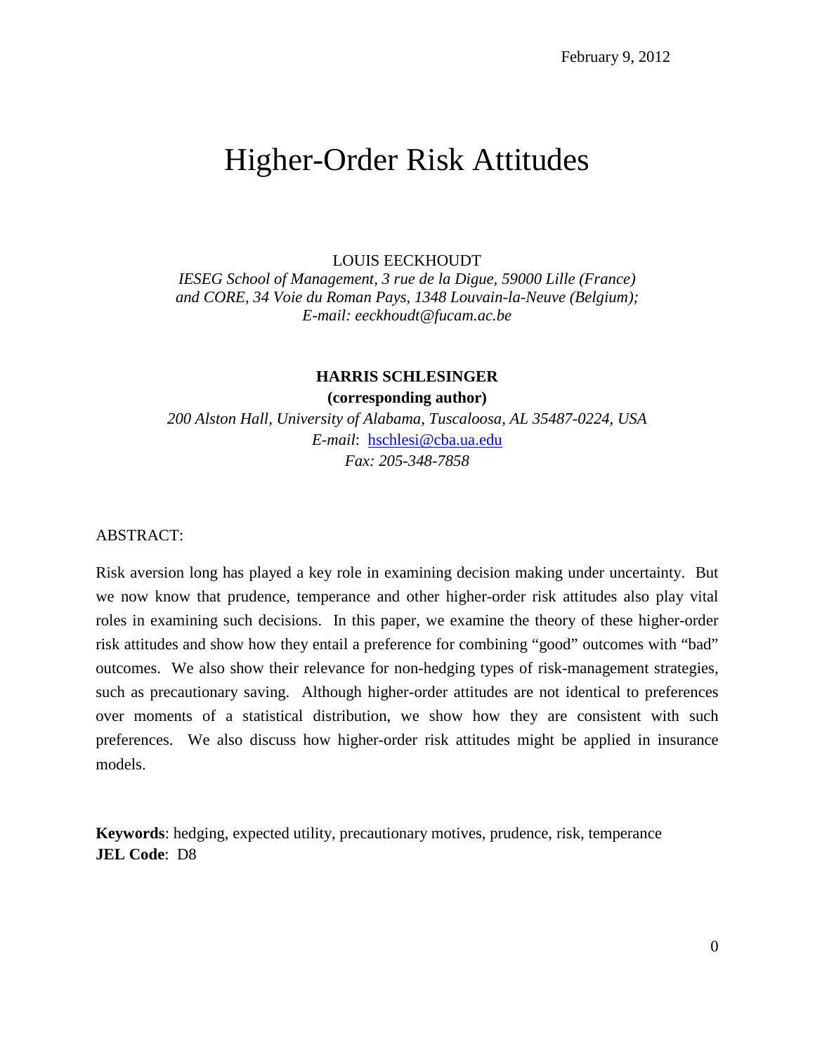February 9, 2012

# Higher-Order Risk Attitudes

LOUIS EECKHOUDT

*IESEG School of Management, 3 rue de la Digue, 59000 Lille (France)*
*and CORE, 34 Voie du Roman Pays, 1348 Louvain-la-Neuve (Belgium);*
*E-mail: eeckhoudt@fucam.ac.be*

**HARRIS SCHLESINGER**

**(corresponding author)**

*200 Alston Hall, University of Alabama, Tuscaloosa, AL 35487-0224, USA*
*E-mail*: hschlesi@cba.ua.edu
*Fax: 205-348-7858*

ABSTRACT:

Risk aversion long has played a key role in examining decision making under uncertainty. But we now know that prudence, temperance and other higher-order risk attitudes also play vital roles in examining such decisions. In this paper, we examine the theory of these higher-order risk attitudes and show how they entail a preference for combining "good" outcomes with "bad" outcomes. We also show their relevance for non-hedging types of risk-management strategies, such as precautionary saving. Although higher-order attitudes are not identical to preferences over moments of a statistical distribution, we show how they are consistent with such preferences. We also discuss how higher-order risk attitudes might be applied in insurance models.

**Keywords**: hedging, expected utility, precautionary motives, prudence, risk, temperance
**JEL Code**: D8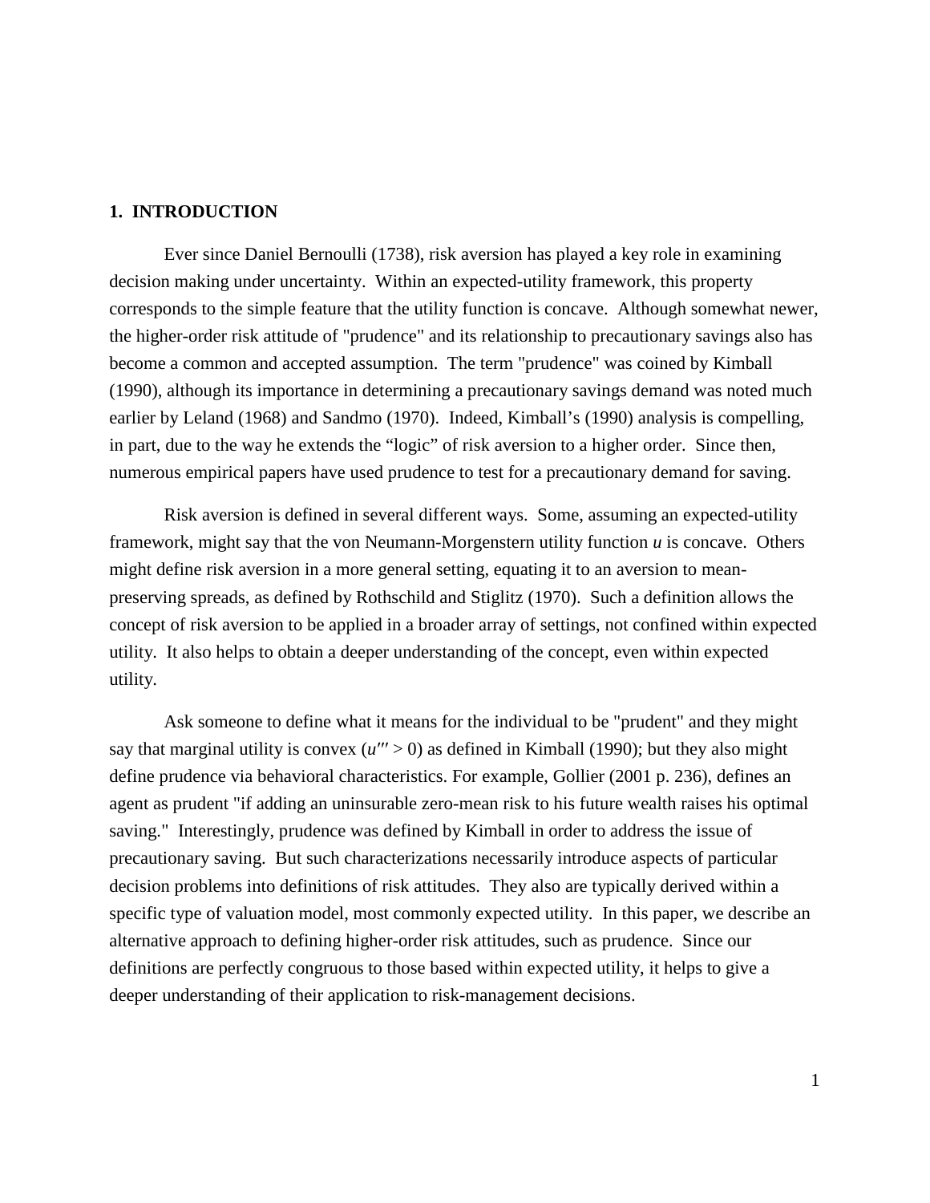## 1. INTRODUCTION

Ever since Daniel Bernoulli (1738), risk aversion has played a key role in examining decision making under uncertainty. Within an expected-utility framework, this property corresponds to the simple feature that the utility function is concave. Although somewhat newer, the higher-order risk attitude of "prudence" and its relationship to precautionary savings also has become a common and accepted assumption. The term "prudence" was coined by Kimball (1990), although its importance in determining a precautionary savings demand was noted much earlier by Leland (1968) and Sandmo (1970). Indeed, Kimball's (1990) analysis is compelling, in part, due to the way he extends the "logic" of risk aversion to a higher order. Since then, numerous empirical papers have used prudence to test for a precautionary demand for saving.

Risk aversion is defined in several different ways. Some, assuming an expected-utility framework, might say that the von Neumann-Morgenstern utility function $u$ is concave. Others might define risk aversion in a more general setting, equating it to an aversion to mean-preserving spreads, as defined by Rothschild and Stiglitz (1970). Such a definition allows the concept of risk aversion to be applied in a broader array of settings, not confined within expected utility. It also helps to obtain a deeper understanding of the concept, even within expected utility.

Ask someone to define what it means for the individual to be "prudent" and they might say that marginal utility is convex ($u''' > 0$) as defined in Kimball (1990); but they also might define prudence via behavioral characteristics. For example, Gollier (2001 p. 236), defines an agent as prudent "if adding an uninsurable zero-mean risk to his future wealth raises his optimal saving." Interestingly, prudence was defined by Kimball in order to address the issue of precautionary saving. But such characterizations necessarily introduce aspects of particular decision problems into definitions of risk attitudes. They also are typically derived within a specific type of valuation model, most commonly expected utility. In this paper, we describe an alternative approach to defining higher-order risk attitudes, such as prudence. Since our definitions are perfectly congruous to those based within expected utility, it helps to give a deeper understanding of their application to risk-management decisions.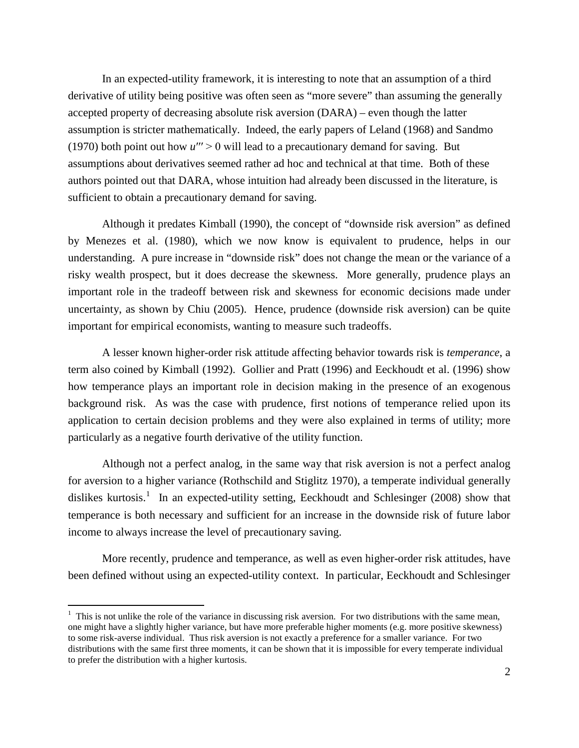In an expected-utility framework, it is interesting to note that an assumption of a third derivative of utility being positive was often seen as "more severe" than assuming the generally accepted property of decreasing absolute risk aversion (DARA) – even though the latter assumption is stricter mathematically. Indeed, the early papers of Leland (1968) and Sandmo (1970) both point out how $u''' > 0$ will lead to a precautionary demand for saving. But assumptions about derivatives seemed rather ad hoc and technical at that time. Both of these authors pointed out that DARA, whose intuition had already been discussed in the literature, is sufficient to obtain a precautionary demand for saving.

Although it predates Kimball (1990), the concept of "downside risk aversion" as defined by Menezes et al. (1980), which we now know is equivalent to prudence, helps in our understanding. A pure increase in "downside risk" does not change the mean or the variance of a risky wealth prospect, but it does decrease the skewness. More generally, prudence plays an important role in the tradeoff between risk and skewness for economic decisions made under uncertainty, as shown by Chiu (2005). Hence, prudence (downside risk aversion) can be quite important for empirical economists, wanting to measure such tradeoffs.

A lesser known higher-order risk attitude affecting behavior towards risk is *temperance*, a term also coined by Kimball (1992). Gollier and Pratt (1996) and Eeckhoudt et al. (1996) show how temperance plays an important role in decision making in the presence of an exogenous background risk. As was the case with prudence, first notions of temperance relied upon its application to certain decision problems and they were also explained in terms of utility; more particularly as a negative fourth derivative of the utility function.

Although not a perfect analog, in the same way that risk aversion is not a perfect analog for aversion to a higher variance (Rothschild and Stiglitz 1970), a temperate individual generally dislikes kurtosis.[1] In an expected-utility setting, Eeckhoudt and Schlesinger (2008) show that temperance is both necessary and sufficient for an increase in the downside risk of future labor income to always increase the level of precautionary saving.

More recently, prudence and temperance, as well as even higher-order risk attitudes, have been defined without using an expected-utility context. In particular, Eeckhoudt and Schlesinger

[1] This is not unlike the role of the variance in discussing risk aversion. For two distributions with the same mean, one might have a slightly higher variance, but have more preferable higher moments (e.g. more positive skewness) to some risk-averse individual. Thus risk aversion is not exactly a preference for a smaller variance. For two distributions with the same first three moments, it can be shown that it is impossible for every temperate individual to prefer the distribution with a higher kurtosis.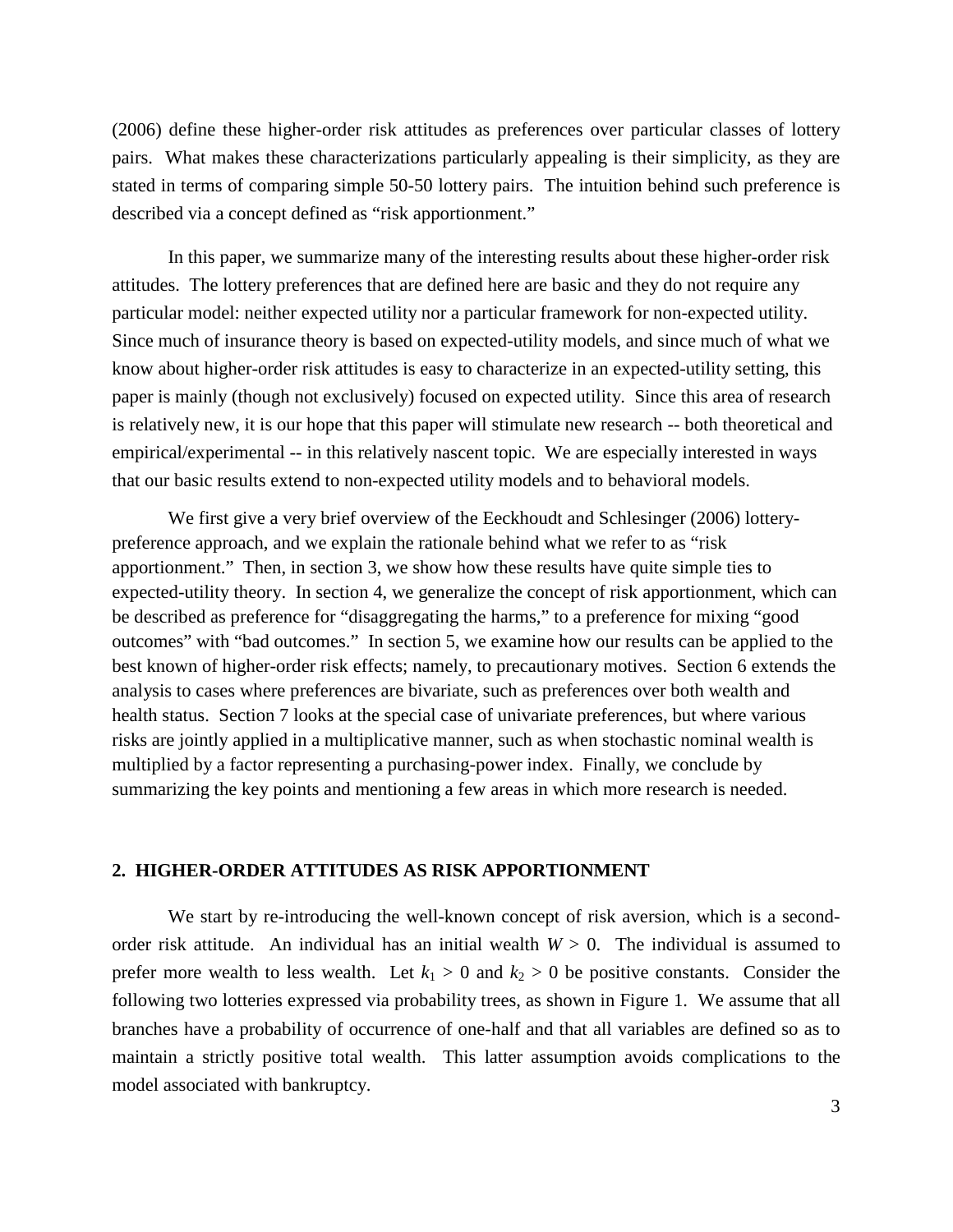(2006) define these higher-order risk attitudes as preferences over particular classes of lottery pairs. What makes these characterizations particularly appealing is their simplicity, as they are stated in terms of comparing simple 50-50 lottery pairs. The intuition behind such preference is described via a concept defined as "risk apportionment."

In this paper, we summarize many of the interesting results about these higher-order risk attitudes. The lottery preferences that are defined here are basic and they do not require any particular model: neither expected utility nor a particular framework for non-expected utility. Since much of insurance theory is based on expected-utility models, and since much of what we know about higher-order risk attitudes is easy to characterize in an expected-utility setting, this paper is mainly (though not exclusively) focused on expected utility. Since this area of research is relatively new, it is our hope that this paper will stimulate new research -- both theoretical and empirical/experimental -- in this relatively nascent topic. We are especially interested in ways that our basic results extend to non-expected utility models and to behavioral models.

We first give a very brief overview of the Eeckhoudt and Schlesinger (2006) lottery-preference approach, and we explain the rationale behind what we refer to as "risk apportionment." Then, in section 3, we show how these results have quite simple ties to expected-utility theory. In section 4, we generalize the concept of risk apportionment, which can be described as preference for "disaggregating the harms," to a preference for mixing "good outcomes" with "bad outcomes." In section 5, we examine how our results can be applied to the best known of higher-order risk effects; namely, to precautionary motives. Section 6 extends the analysis to cases where preferences are bivariate, such as preferences over both wealth and health status. Section 7 looks at the special case of univariate preferences, but where various risks are jointly applied in a multiplicative manner, such as when stochastic nominal wealth is multiplied by a factor representing a purchasing-power index. Finally, we conclude by summarizing the key points and mentioning a few areas in which more research is needed.

## 2. HIGHER-ORDER ATTITUDES AS RISK APPORTIONMENT

We start by re-introducing the well-known concept of risk aversion, which is a second-order risk attitude. An individual has an initial wealth $W > 0$. The individual is assumed to prefer more wealth to less wealth. Let $k_1 > 0$ and $k_2 > 0$ be positive constants. Consider the following two lotteries expressed via probability trees, as shown in Figure 1. We assume that all branches have a probability of occurrence of one-half and that all variables are defined so as to maintain a strictly positive total wealth. This latter assumption avoids complications to the model associated with bankruptcy.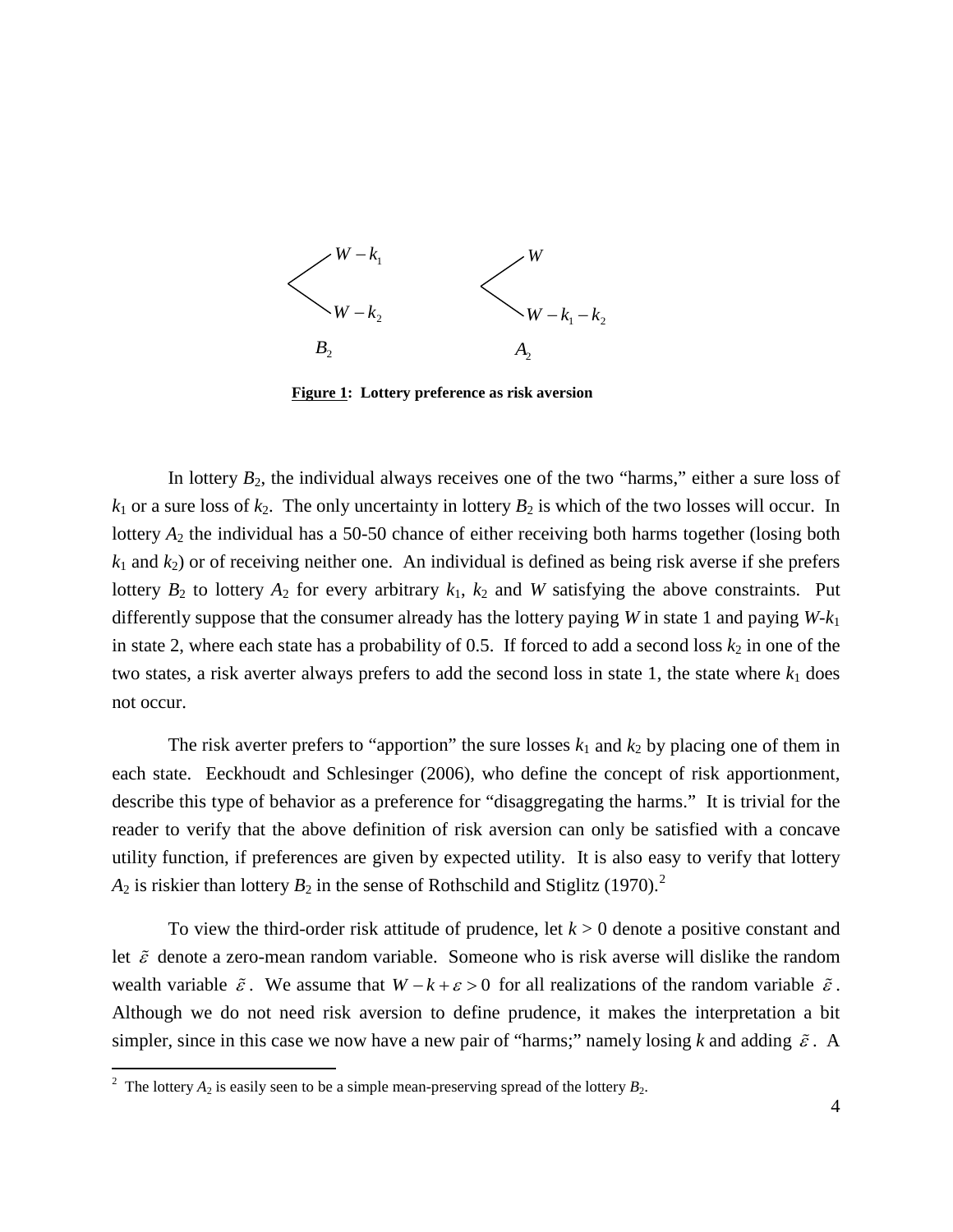$$B_2: \begin{cases} W - k_1 \\ W - k_2 \end{cases} \qquad A_2: \begin{cases} W \\ W - k_1 - k_2 \end{cases}$$

**Figure 1: Lottery preference as risk aversion**

In lottery $B_2$, the individual always receives one of the two "harms," either a sure loss of $k_1$ or a sure loss of $k_2$. The only uncertainty in lottery $B_2$ is which of the two losses will occur. In lottery $A_2$ the individual has a 50-50 chance of either receiving both harms together (losing both $k_1$ and $k_2$) or of receiving neither one. An individual is defined as being risk averse if she prefers lottery $B_2$ to lottery $A_2$ for every arbitrary $k_1$, $k_2$ and $W$ satisfying the above constraints. Put differently suppose that the consumer already has the lottery paying $W$ in state 1 and paying $W$-$k_1$ in state 2, where each state has a probability of 0.5. If forced to add a second loss $k_2$ in one of the two states, a risk averter always prefers to add the second loss in state 1, the state where $k_1$ does not occur.

The risk averter prefers to "apportion" the sure losses $k_1$ and $k_2$ by placing one of them in each state. Eeckhoudt and Schlesinger (2006), who define the concept of risk apportionment, describe this type of behavior as a preference for "disaggregating the harms." It is trivial for the reader to verify that the above definition of risk aversion can only be satisfied with a concave utility function, if preferences are given by expected utility. It is also easy to verify that lottery $A_2$ is riskier than lottery $B_2$ in the sense of Rothschild and Stiglitz (1970).[2]

To view the third-order risk attitude of prudence, let $k > 0$ denote a positive constant and let $\tilde{\varepsilon}$ denote a zero-mean random variable. Someone who is risk averse will dislike the random wealth variable $\tilde{\varepsilon}$. We assume that $W - k + \varepsilon > 0$ for all realizations of the random variable $\tilde{\varepsilon}$. Although we do not need risk aversion to define prudence, it makes the interpretation a bit simpler, since in this case we now have a new pair of "harms;" namely losing $k$ and adding $\tilde{\varepsilon}$. A

[2] The lottery $A_2$ is easily seen to be a simple mean-preserving spread of the lottery $B_2$.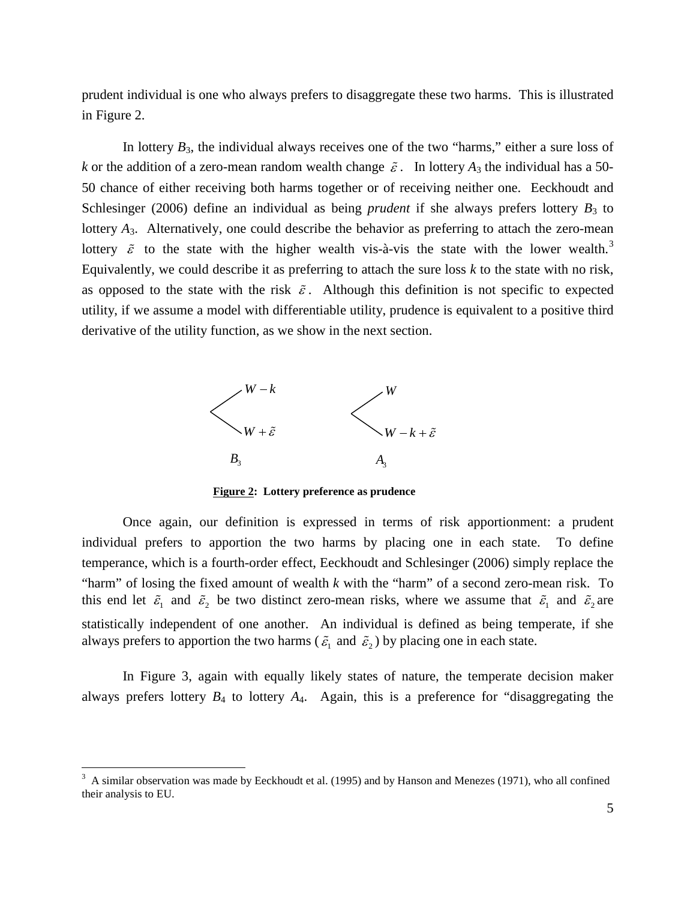prudent individual is one who always prefers to disaggregate these two harms. This is illustrated in Figure 2.

In lottery $B_3$, the individual always receives one of the two "harms," either a sure loss of $k$ or the addition of a zero-mean random wealth change $\tilde{\varepsilon}$. In lottery $A_3$ the individual has a 50-50 chance of either receiving both harms together or of receiving neither one. Eeckhoudt and Schlesinger (2006) define an individual as being *prudent* if she always prefers lottery $B_3$ to lottery $A_3$. Alternatively, one could describe the behavior as preferring to attach the zero-mean lottery $\tilde{\varepsilon}$ to the state with the higher wealth vis-à-vis the state with the lower wealth.[3] Equivalently, we could describe it as preferring to attach the sure loss $k$ to the state with no risk, as opposed to the state with the risk $\tilde{\varepsilon}$. Although this definition is not specific to expected utility, if we assume a model with differentiable utility, prudence is equivalent to a positive third derivative of the utility function, as we show in the next section.

$B_3$: 50-50 lottery between $W - k$ and $W + \tilde{\varepsilon}$

$A_3$: 50-50 lottery between $W$ and $W - k + \tilde{\varepsilon}$

**Figure 2: Lottery preference as prudence**

Once again, our definition is expressed in terms of risk apportionment: a prudent individual prefers to apportion the two harms by placing one in each state. To define temperance, which is a fourth-order effect, Eeckhoudt and Schlesinger (2006) simply replace the "harm" of losing the fixed amount of wealth $k$ with the "harm" of a second zero-mean risk. To this end let $\tilde{\varepsilon}_1$ and $\tilde{\varepsilon}_2$ be two distinct zero-mean risks, where we assume that $\tilde{\varepsilon}_1$ and $\tilde{\varepsilon}_2$ are statistically independent of one another. An individual is defined as being temperate, if she always prefers to apportion the two harms ($\tilde{\varepsilon}_1$ and $\tilde{\varepsilon}_2$) by placing one in each state.

In Figure 3, again with equally likely states of nature, the temperate decision maker always prefers lottery $B_4$ to lottery $A_4$. Again, this is a preference for "disaggregating the

[3] A similar observation was made by Eeckhoudt et al. (1995) and by Hanson and Menezes (1971), who all confined their analysis to EU.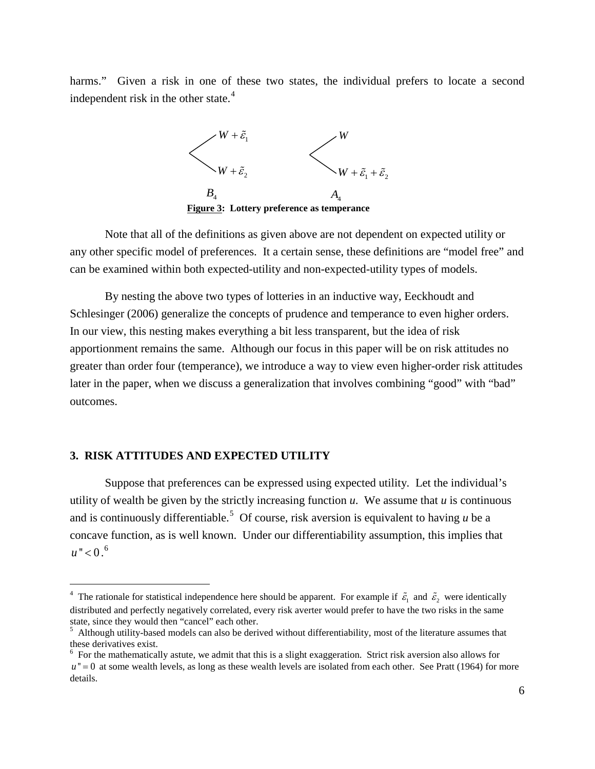harms." Given a risk in one of these two states, the individual prefers to locate a second independent risk in the other state.[4]

$$B_4: \begin{cases} W + \tilde{\varepsilon}_1 \\ W + \tilde{\varepsilon}_2 \end{cases} \qquad A_4: \begin{cases} W \\ W + \tilde{\varepsilon}_1 + \tilde{\varepsilon}_2 \end{cases}$$

**Figure 3: Lottery preference as temperance**

Note that all of the definitions as given above are not dependent on expected utility or any other specific model of preferences. It a certain sense, these definitions are "model free" and can be examined within both expected-utility and non-expected-utility types of models.

By nesting the above two types of lotteries in an inductive way, Eeckhoudt and Schlesinger (2006) generalize the concepts of prudence and temperance to even higher orders. In our view, this nesting makes everything a bit less transparent, but the idea of risk apportionment remains the same. Although our focus in this paper will be on risk attitudes no greater than order four (temperance), we introduce a way to view even higher-order risk attitudes later in the paper, when we discuss a generalization that involves combining "good" with "bad" outcomes.

## 3. RISK ATTITUDES AND EXPECTED UTILITY

Suppose that preferences can be expressed using expected utility. Let the individual's utility of wealth be given by the strictly increasing function *u*. We assume that *u* is continuous and is continuously differentiable.[5] Of course, risk aversion is equivalent to having *u* be a concave function, as is well known. Under our differentiability assumption, this implies that $u'' < 0$.[6]

---

[4] The rationale for statistical independence here should be apparent. For example if $\tilde{\varepsilon}_1$ and $\tilde{\varepsilon}_2$ were identically distributed and perfectly negatively correlated, every risk averter would prefer to have the two risks in the same state, since they would then "cancel" each other.

[5] Although utility-based models can also be derived without differentiability, most of the literature assumes that these derivatives exist.

[6] For the mathematically astute, we admit that this is a slight exaggeration. Strict risk aversion also allows for $u'' = 0$ at some wealth levels, as long as these wealth levels are isolated from each other. See Pratt (1964) for more details.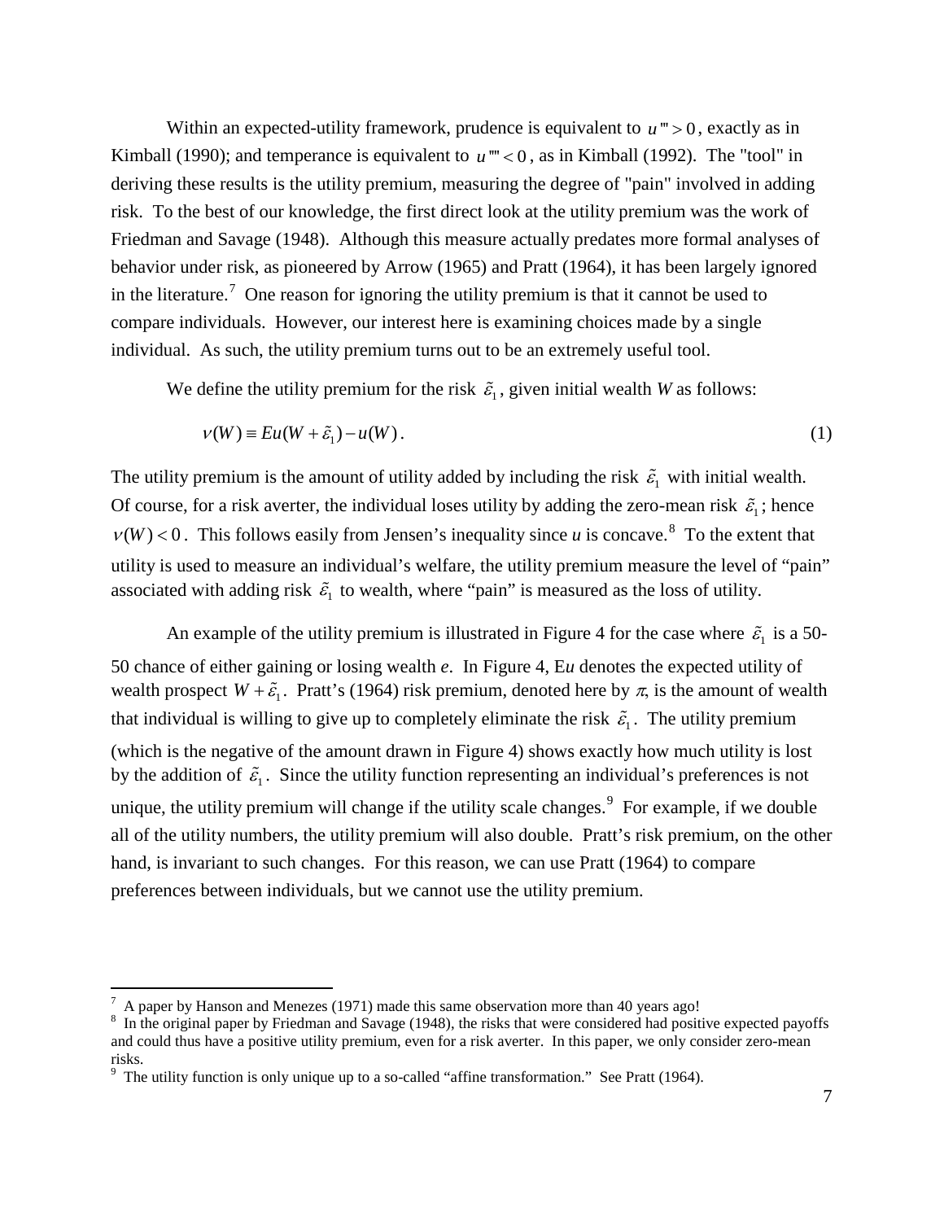Within an expected-utility framework, prudence is equivalent to $u''' > 0$, exactly as in Kimball (1990); and temperance is equivalent to $u'''' < 0$, as in Kimball (1992). The "tool" in deriving these results is the utility premium, measuring the degree of "pain" involved in adding risk. To the best of our knowledge, the first direct look at the utility premium was the work of Friedman and Savage (1948). Although this measure actually predates more formal analyses of behavior under risk, as pioneered by Arrow (1965) and Pratt (1964), it has been largely ignored in the literature.[7] One reason for ignoring the utility premium is that it cannot be used to compare individuals. However, our interest here is examining choices made by a single individual. As such, the utility premium turns out to be an extremely useful tool.

We define the utility premium for the risk $\tilde{\varepsilon}_1$, given initial wealth *W* as follows:

$$v(W) \equiv Eu(W + \tilde{\varepsilon}_1) - u(W). \tag{1}$$

The utility premium is the amount of utility added by including the risk $\tilde{\varepsilon}_1$ with initial wealth. Of course, for a risk averter, the individual loses utility by adding the zero-mean risk $\tilde{\varepsilon}_1$; hence $v(W) < 0$. This follows easily from Jensen's inequality since *u* is concave.[8] To the extent that utility is used to measure an individual's welfare, the utility premium measure the level of "pain" associated with adding risk $\tilde{\varepsilon}_1$ to wealth, where "pain" is measured as the loss of utility.

An example of the utility premium is illustrated in Figure 4 for the case where $\tilde{\varepsilon}_1$ is a 50-50 chance of either gaining or losing wealth *e*. In Figure 4, E*u* denotes the expected utility of wealth prospect $W + \tilde{\varepsilon}_1$. Pratt's (1964) risk premium, denoted here by $\pi$, is the amount of wealth that individual is willing to give up to completely eliminate the risk $\tilde{\varepsilon}_1$. The utility premium (which is the negative of the amount drawn in Figure 4) shows exactly how much utility is lost by the addition of $\tilde{\varepsilon}_1$. Since the utility function representing an individual's preferences is not unique, the utility premium will change if the utility scale changes.[9] For example, if we double all of the utility numbers, the utility premium will also double. Pratt's risk premium, on the other hand, is invariant to such changes. For this reason, we can use Pratt (1964) to compare preferences between individuals, but we cannot use the utility premium.

---

[7] A paper by Hanson and Menezes (1971) made this same observation more than 40 years ago!

[8] In the original paper by Friedman and Savage (1948), the risks that were considered had positive expected payoffs and could thus have a positive utility premium, even for a risk averter. In this paper, we only consider zero-mean risks.

[9] The utility function is only unique up to a so-called "affine transformation." See Pratt (1964).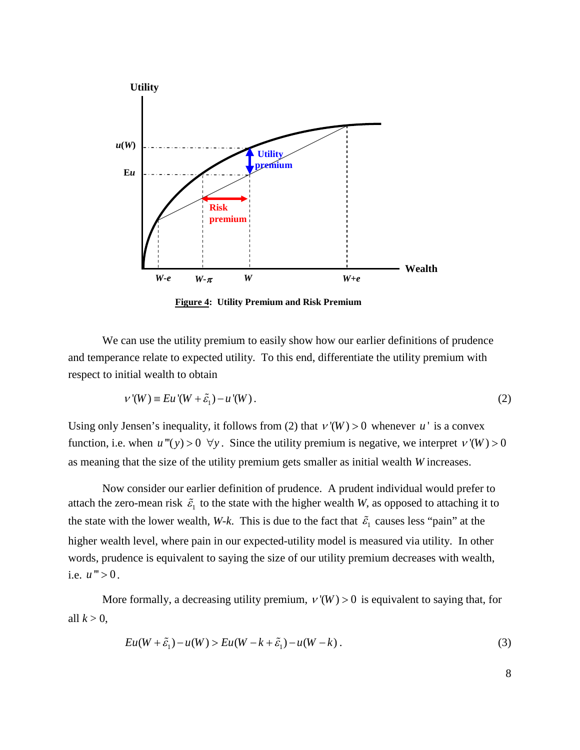**Figure 4: Utility Premium and Risk Premium**

We can use the utility premium to easily show how our earlier definitions of prudence and temperance relate to expected utility. To this end, differentiate the utility premium with respect to initial wealth to obtain

$$v'(W) \equiv Eu'(W + \tilde{\varepsilon}_1) - u'(W). \tag{2}$$

Using only Jensen's inequality, it follows from (2) that $v'(W) > 0$ whenever $u'$ is a convex function, i.e. when $u'''(y) > 0 \;\; \forall y$. Since the utility premium is negative, we interpret $v'(W) > 0$ as meaning that the size of the utility premium gets smaller as initial wealth $W$ increases.

Now consider our earlier definition of prudence. A prudent individual would prefer to attach the zero-mean risk $\tilde{\varepsilon}_1$ to the state with the higher wealth $W$, as opposed to attaching it to the state with the lower wealth, $W$-$k$. This is due to the fact that $\tilde{\varepsilon}_1$ causes less "pain" at the higher wealth level, where pain in our expected-utility model is measured via utility. In other words, prudence is equivalent to saying the size of our utility premium decreases with wealth, i.e. $u''' > 0$.

More formally, a decreasing utility premium, $v'(W) > 0$ is equivalent to saying that, for all $k > 0$,

$$Eu(W + \tilde{\varepsilon}_1) - u(W) > Eu(W - k + \tilde{\varepsilon}_1) - u(W - k). \tag{3}$$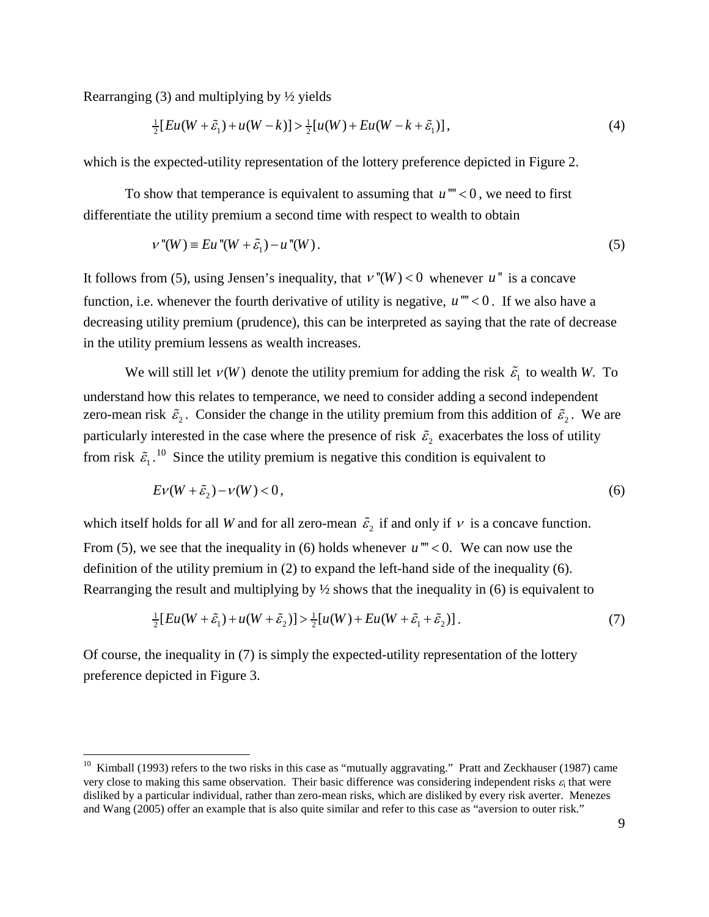Rearranging (3) and multiplying by ½ yields

$$\tfrac{1}{2}[Eu(W+\tilde{\varepsilon}_1)+u(W-k)] > \tfrac{1}{2}[u(W)+Eu(W-k+\tilde{\varepsilon}_1)], \tag{4}$$

which is the expected-utility representation of the lottery preference depicted in Figure 2.

To show that temperance is equivalent to assuming that $u'''' < 0$, we need to first differentiate the utility premium a second time with respect to wealth to obtain

$$v''(W) \equiv Eu''(W+\tilde{\varepsilon}_1) - u''(W). \tag{5}$$

It follows from (5), using Jensen's inequality, that $v''(W) < 0$ whenever $u''$ is a concave function, i.e. whenever the fourth derivative of utility is negative, $u'''' < 0$. If we also have a decreasing utility premium (prudence), this can be interpreted as saying that the rate of decrease in the utility premium lessens as wealth increases.

We will still let $v(W)$ denote the utility premium for adding the risk $\tilde{\varepsilon}_1$ to wealth *W*. To understand how this relates to temperance, we need to consider adding a second independent zero-mean risk $\tilde{\varepsilon}_2$. Consider the change in the utility premium from this addition of $\tilde{\varepsilon}_2$. We are particularly interested in the case where the presence of risk $\tilde{\varepsilon}_2$ exacerbates the loss of utility from risk $\tilde{\varepsilon}_1$.[10] Since the utility premium is negative this condition is equivalent to

$$Ev(W+\tilde{\varepsilon}_2) - v(W) < 0, \tag{6}$$

which itself holds for all *W* and for all zero-mean $\tilde{\varepsilon}_2$ if and only if $v$ is a concave function. From (5), we see that the inequality in (6) holds whenever $u'''' < 0$. We can now use the definition of the utility premium in (2) to expand the left-hand side of the inequality (6). Rearranging the result and multiplying by ½ shows that the inequality in (6) is equivalent to

$$\tfrac{1}{2}[Eu(W+\tilde{\varepsilon}_1)+u(W+\tilde{\varepsilon}_2)] > \tfrac{1}{2}[u(W)+Eu(W+\tilde{\varepsilon}_1+\tilde{\varepsilon}_2)]. \tag{7}$$

Of course, the inequality in (7) is simply the expected-utility representation of the lottery preference depicted in Figure 3.

---

[10] Kimball (1993) refers to the two risks in this case as "mutually aggravating." Pratt and Zeckhauser (1987) came very close to making this same observation. Their basic difference was considering independent risks $\varepsilon_i$ that were disliked by a particular individual, rather than zero-mean risks, which are disliked by every risk averter. Menezes and Wang (2005) offer an example that is also quite similar and refer to this case as "aversion to outer risk."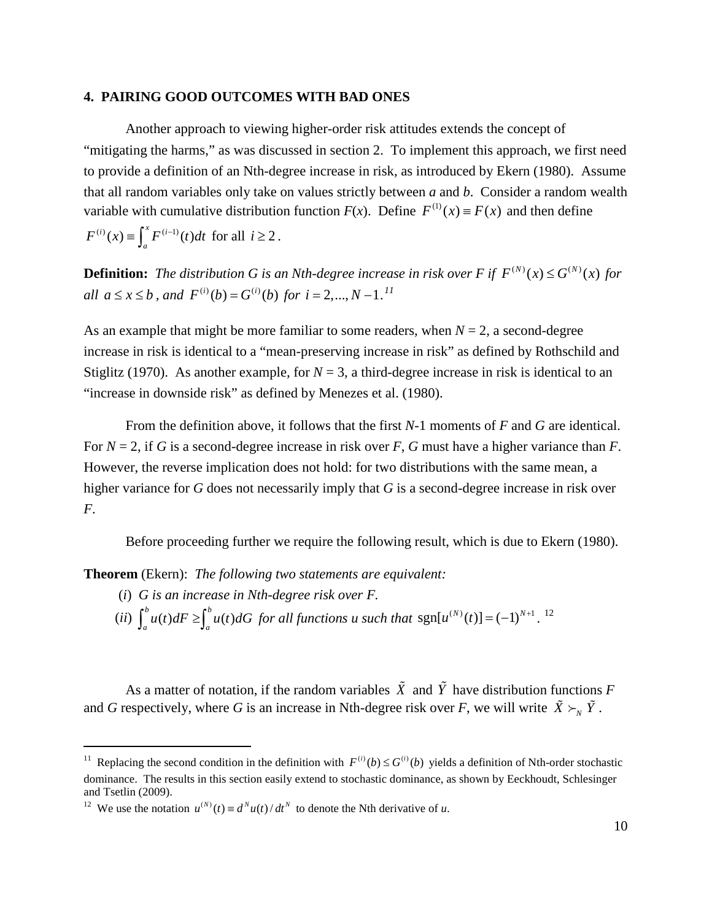## 4. PAIRING GOOD OUTCOMES WITH BAD ONES

Another approach to viewing higher-order risk attitudes extends the concept of "mitigating the harms," as was discussed in section 2. To implement this approach, we first need to provide a definition of an Nth-degree increase in risk, as introduced by Ekern (1980). Assume that all random variables only take on values strictly between *a* and *b*. Consider a random wealth variable with cumulative distribution function *F*(*x*). Define $F^{(1)}(x) \equiv F(x)$ and then define $F^{(i)}(x) \equiv \int_a^x F^{(i-1)}(t)dt$ for all $i \geq 2$.

**Definition:** *The distribution G is an Nth-degree increase in risk over F if* $F^{(N)}(x) \leq G^{(N)}(x)$ *for all* $a \leq x \leq b$, *and* $F^{(i)}(b) = G^{(i)}(b)$ *for* $i = 2,..., N-1$.[11]

As an example that might be more familiar to some readers, when $N = 2$, a second-degree increase in risk is identical to a "mean-preserving increase in risk" as defined by Rothschild and Stiglitz (1970). As another example, for $N = 3$, a third-degree increase in risk is identical to an "increase in downside risk" as defined by Menezes et al. (1980).

From the definition above, it follows that the first *N*-1 moments of *F* and *G* are identical. For $N = 2$, if *G* is a second-degree increase in risk over *F*, *G* must have a higher variance than *F*. However, the reverse implication does not hold: for two distributions with the same mean, a higher variance for *G* does not necessarily imply that *G* is a second-degree increase in risk over *F*.

Before proceeding further we require the following result, which is due to Ekern (1980).

**Theorem** (Ekern): *The following two statements are equivalent:*

(*i*) *G is an increase in Nth-degree risk over F.*

(*ii*) $\int_a^b u(t)dF \geq \int_a^b u(t)dG$ *for all functions u such that* $\text{sgn}[u^{(N)}(t)] = (-1)^{N+1}$.[12]

As a matter of notation, if the random variables $\tilde{X}$ and $\tilde{Y}$ have distribution functions *F* and *G* respectively, where *G* is an increase in Nth-degree risk over *F*, we will write $\tilde{X} \succ_N \tilde{Y}$.

---

[11] Replacing the second condition in the definition with $F^{(i)}(b) \leq G^{(i)}(b)$ yields a definition of Nth-order stochastic dominance. The results in this section easily extend to stochastic dominance, as shown by Eeckhoudt, Schlesinger and Tsetlin (2009).

[12] We use the notation $u^{(N)}(t) \equiv d^N u(t)/dt^N$ to denote the Nth derivative of *u*.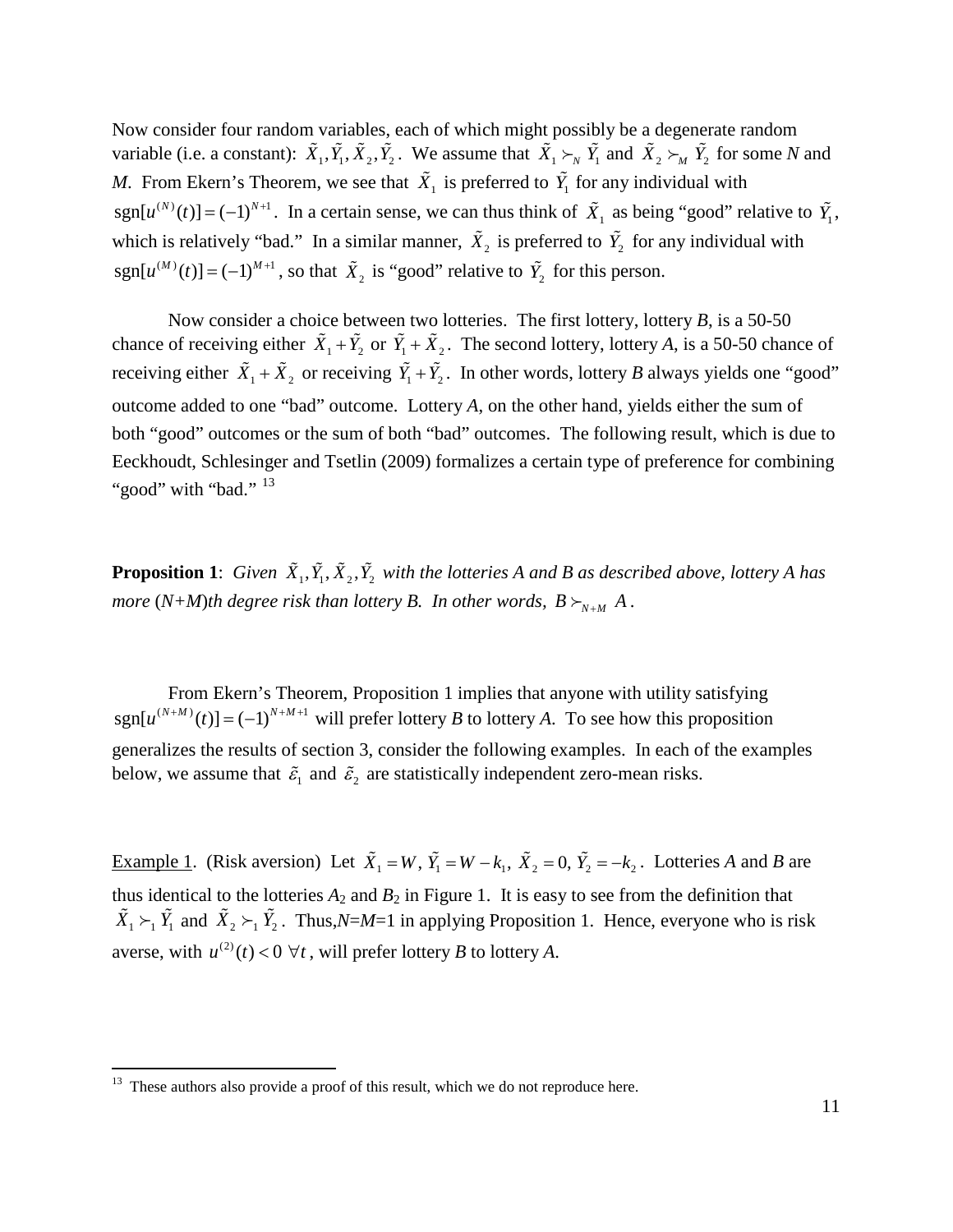Now consider four random variables, each of which might possibly be a degenerate random variable (i.e. a constant): $\tilde{X}_1, \tilde{Y}_1, \tilde{X}_2, \tilde{Y}_2$. We assume that $\tilde{X}_1 \succ_N \tilde{Y}_1$ and $\tilde{X}_2 \succ_M \tilde{Y}_2$ for some *N* and *M*. From Ekern's Theorem, we see that $\tilde{X}_1$ is preferred to $\tilde{Y}_1$ for any individual with $\text{sgn}[u^{(N)}(t)] = (-1)^{N+1}$. In a certain sense, we can thus think of $\tilde{X}_1$ as being "good" relative to $\tilde{Y}_1$, which is relatively "bad." In a similar manner, $\tilde{X}_2$ is preferred to $\tilde{Y}_2$ for any individual with $\text{sgn}[u^{(M)}(t)] = (-1)^{M+1}$, so that $\tilde{X}_2$ is "good" relative to $\tilde{Y}_2$ for this person.

Now consider a choice between two lotteries. The first lottery, lottery *B*, is a 50-50 chance of receiving either $\tilde{X}_1 + \tilde{Y}_2$ or $\tilde{Y}_1 + \tilde{X}_2$. The second lottery, lottery *A*, is a 50-50 chance of receiving either $\tilde{X}_1 + \tilde{X}_2$ or receiving $\tilde{Y}_1 + \tilde{Y}_2$. In other words, lottery *B* always yields one "good" outcome added to one "bad" outcome. Lottery *A*, on the other hand, yields either the sum of both "good" outcomes or the sum of both "bad" outcomes. The following result, which is due to Eeckhoudt, Schlesinger and Tsetlin (2009) formalizes a certain type of preference for combining "good" with "bad."[13]

**Proposition 1**: *Given $\tilde{X}_1, \tilde{Y}_1, \tilde{X}_2, \tilde{Y}_2$ with the lotteries A and B as described above, lottery A has more* (*N+M*)*th degree risk than lottery B. In other words, $B \succ_{N+M} A$.*

From Ekern's Theorem, Proposition 1 implies that anyone with utility satisfying $\text{sgn}[u^{(N+M)}(t)] = (-1)^{N+M+1}$ will prefer lottery *B* to lottery *A*. To see how this proposition generalizes the results of section 3, consider the following examples. In each of the examples below, we assume that $\tilde{\varepsilon}_1$ and $\tilde{\varepsilon}_2$ are statistically independent zero-mean risks.

Example 1. (Risk aversion) Let $\tilde{X}_1 = W,\ \tilde{Y}_1 = W - k_1,\ \tilde{X}_2 = 0,\ \tilde{Y}_2 = -k_2$. Lotteries *A* and *B* are thus identical to the lotteries $A_2$ and $B_2$ in Figure 1. It is easy to see from the definition that $\tilde{X}_1 \succ_1 \tilde{Y}_1$ and $\tilde{X}_2 \succ_1 \tilde{Y}_2$. Thus, *N*=*M*=1 in applying Proposition 1. Hence, everyone who is risk averse, with $u^{(2)}(t) < 0\ \forall t$, will prefer lottery *B* to lottery *A*.

[13] These authors also provide a proof of this result, which we do not reproduce here.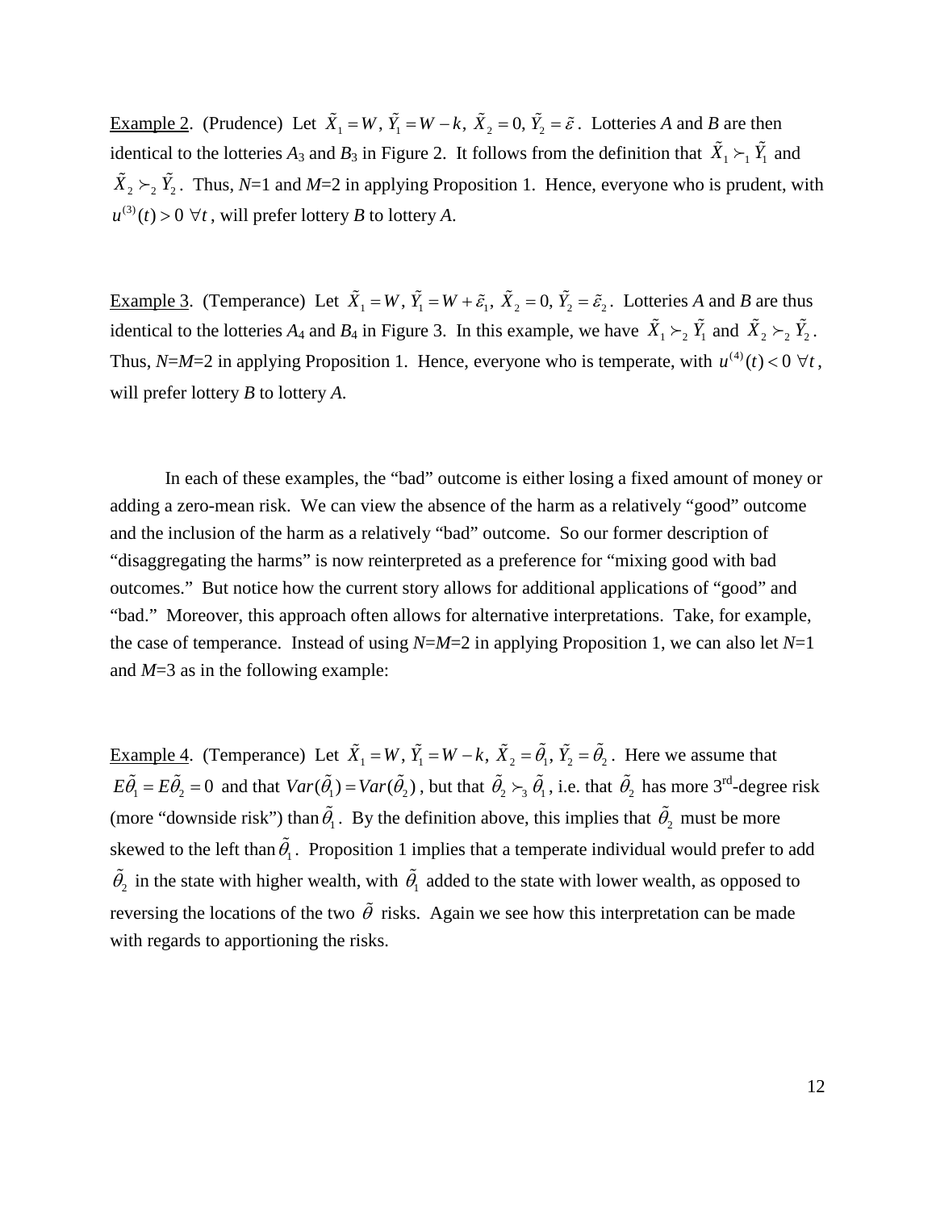Example 2. (Prudence) Let $\tilde{X}_1 = W, \tilde{Y}_1 = W - k, \tilde{X}_2 = 0, \tilde{Y}_2 = \tilde{\varepsilon}$. Lotteries *A* and *B* are then identical to the lotteries $A_3$ and $B_3$ in Figure 2. It follows from the definition that $\tilde{X}_1 \succ_1 \tilde{Y}_1$ and $\tilde{X}_2 \succ_2 \tilde{Y}_2$. Thus, *N*=1 and *M*=2 in applying Proposition 1. Hence, everyone who is prudent, with $u^{(3)}(t) > 0 \ \forall t$, will prefer lottery *B* to lottery *A*.

Example 3. (Temperance) Let $\tilde{X}_1 = W, \tilde{Y}_1 = W + \tilde{\varepsilon}_1, \tilde{X}_2 = 0, \tilde{Y}_2 = \tilde{\varepsilon}_2$. Lotteries *A* and *B* are thus identical to the lotteries $A_4$ and $B_4$ in Figure 3. In this example, we have $\tilde{X}_1 \succ_2 \tilde{Y}_1$ and $\tilde{X}_2 \succ_2 \tilde{Y}_2$. Thus, *N*=*M*=2 in applying Proposition 1. Hence, everyone who is temperate, with $u^{(4)}(t) < 0 \ \forall t$, will prefer lottery *B* to lottery *A*.

In each of these examples, the "bad" outcome is either losing a fixed amount of money or adding a zero-mean risk. We can view the absence of the harm as a relatively "good" outcome and the inclusion of the harm as a relatively "bad" outcome. So our former description of "disaggregating the harms" is now reinterpreted as a preference for "mixing good with bad outcomes." But notice how the current story allows for additional applications of "good" and "bad." Moreover, this approach often allows for alternative interpretations. Take, for example, the case of temperance. Instead of using *N*=*M*=2 in applying Proposition 1, we can also let *N*=1 and *M*=3 as in the following example:

Example 4. (Temperance) Let $\tilde{X}_1 = W, \tilde{Y}_1 = W - k, \tilde{X}_2 = \tilde{\theta}_1, \tilde{Y}_2 = \tilde{\theta}_2$. Here we assume that $E\tilde{\theta}_1 = E\tilde{\theta}_2 = 0$ and that $Var(\tilde{\theta}_1) = Var(\tilde{\theta}_2)$, but that $\tilde{\theta}_2 \succ_3 \tilde{\theta}_1$, i.e. that $\tilde{\theta}_2$ has more 3rd-degree risk (more "downside risk") than $\tilde{\theta}_1$. By the definition above, this implies that $\tilde{\theta}_2$ must be more skewed to the left than $\tilde{\theta}_1$. Proposition 1 implies that a temperate individual would prefer to add $\tilde{\theta}_2$ in the state with higher wealth, with $\tilde{\theta}_1$ added to the state with lower wealth, as opposed to reversing the locations of the two $\tilde{\theta}$ risks. Again we see how this interpretation can be made with regards to apportioning the risks.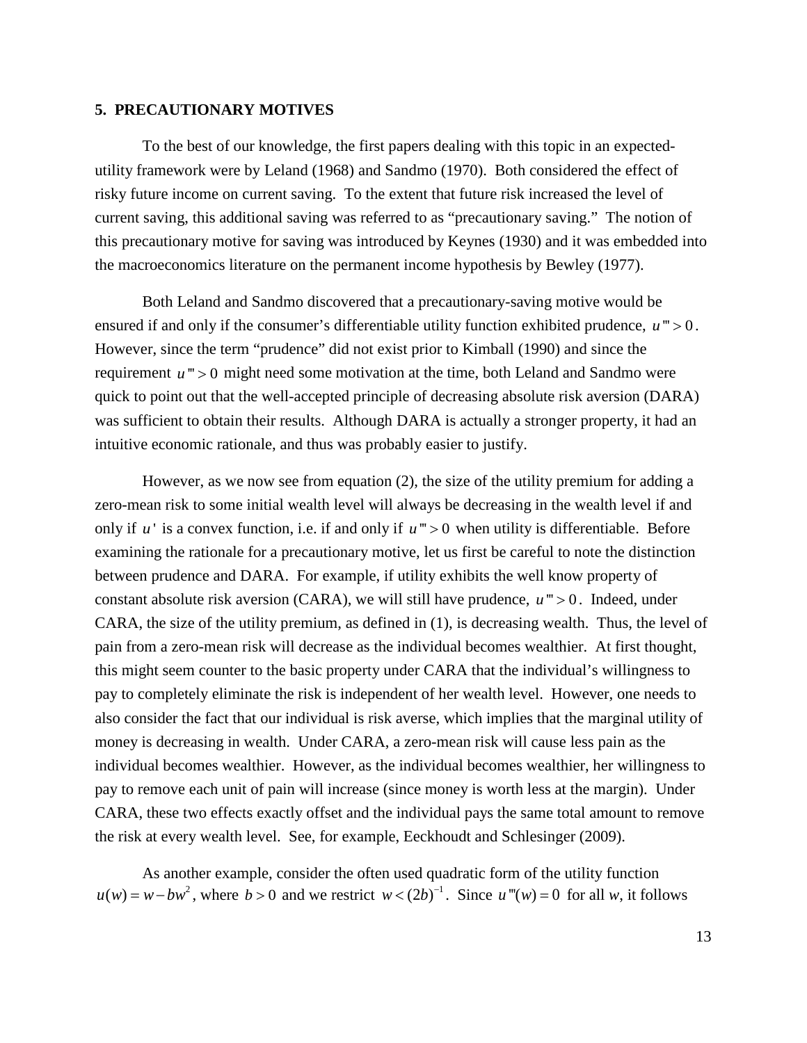## 5. PRECAUTIONARY MOTIVES

To the best of our knowledge, the first papers dealing with this topic in an expected-utility framework were by Leland (1968) and Sandmo (1970). Both considered the effect of risky future income on current saving. To the extent that future risk increased the level of current saving, this additional saving was referred to as "precautionary saving." The notion of this precautionary motive for saving was introduced by Keynes (1930) and it was embedded into the macroeconomics literature on the permanent income hypothesis by Bewley (1977).

Both Leland and Sandmo discovered that a precautionary-saving motive would be ensured if and only if the consumer's differentiable utility function exhibited prudence, $u''' > 0$. However, since the term "prudence" did not exist prior to Kimball (1990) and since the requirement $u''' > 0$ might need some motivation at the time, both Leland and Sandmo were quick to point out that the well-accepted principle of decreasing absolute risk aversion (DARA) was sufficient to obtain their results. Although DARA is actually a stronger property, it had an intuitive economic rationale, and thus was probably easier to justify.

However, as we now see from equation (2), the size of the utility premium for adding a zero-mean risk to some initial wealth level will always be decreasing in the wealth level if and only if $u'$ is a convex function, i.e. if and only if $u''' > 0$ when utility is differentiable. Before examining the rationale for a precautionary motive, let us first be careful to note the distinction between prudence and DARA. For example, if utility exhibits the well know property of constant absolute risk aversion (CARA), we will still have prudence, $u''' > 0$. Indeed, under CARA, the size of the utility premium, as defined in (1), is decreasing wealth. Thus, the level of pain from a zero-mean risk will decrease as the individual becomes wealthier. At first thought, this might seem counter to the basic property under CARA that the individual's willingness to pay to completely eliminate the risk is independent of her wealth level. However, one needs to also consider the fact that our individual is risk averse, which implies that the marginal utility of money is decreasing in wealth. Under CARA, a zero-mean risk will cause less pain as the individual becomes wealthier. However, as the individual becomes wealthier, her willingness to pay to remove each unit of pain will increase (since money is worth less at the margin). Under CARA, these two effects exactly offset and the individual pays the same total amount to remove the risk at every wealth level. See, for example, Eeckhoudt and Schlesinger (2009).

As another example, consider the often used quadratic form of the utility function $u(w) = w - bw^2$, where $b > 0$ and we restrict $w < (2b)^{-1}$. Since $u'''(w) = 0$ for all *w*, it follows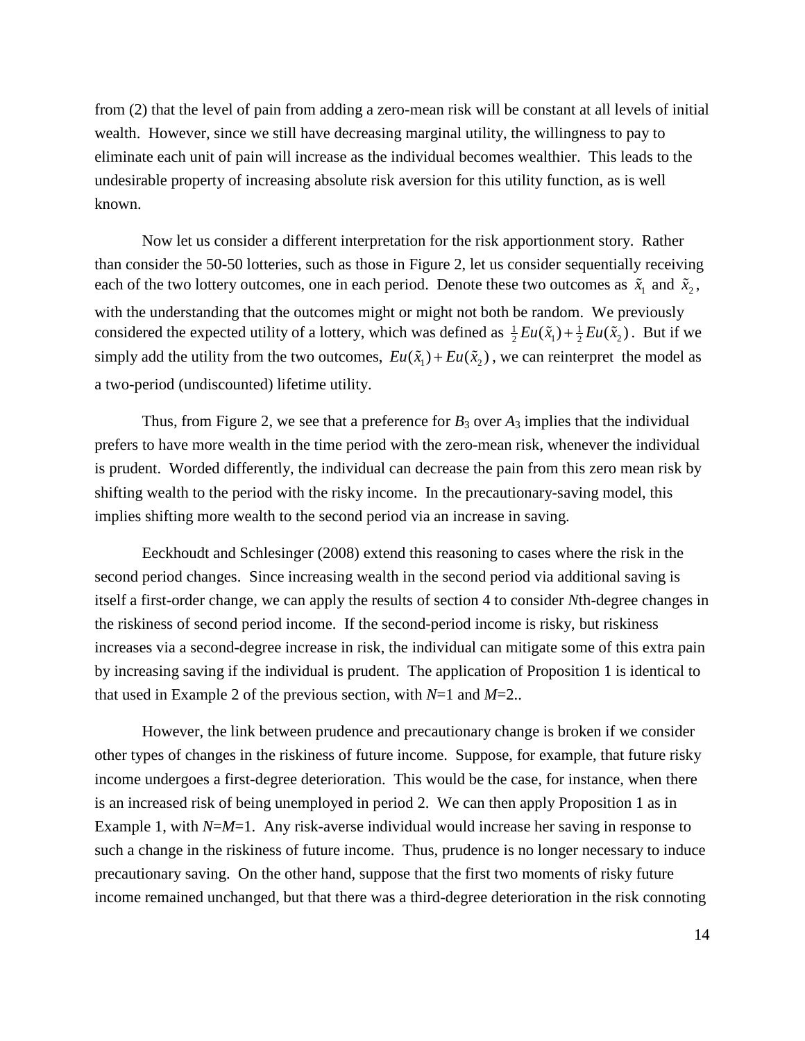from (2) that the level of pain from adding a zero-mean risk will be constant at all levels of initial wealth. However, since we still have decreasing marginal utility, the willingness to pay to eliminate each unit of pain will increase as the individual becomes wealthier. This leads to the undesirable property of increasing absolute risk aversion for this utility function, as is well known.

Now let us consider a different interpretation for the risk apportionment story. Rather than consider the 50-50 lotteries, such as those in Figure 2, let us consider sequentially receiving each of the two lottery outcomes, one in each period. Denote these two outcomes as $\tilde{x}_1$ and $\tilde{x}_2$, with the understanding that the outcomes might or might not both be random. We previously considered the expected utility of a lottery, which was defined as $\frac{1}{2}Eu(\tilde{x}_1)+\frac{1}{2}Eu(\tilde{x}_2)$. But if we simply add the utility from the two outcomes, $Eu(\tilde{x}_1)+Eu(\tilde{x}_2)$, we can reinterpret the model as a two-period (undiscounted) lifetime utility.

Thus, from Figure 2, we see that a preference for $B_3$ over $A_3$ implies that the individual prefers to have more wealth in the time period with the zero-mean risk, whenever the individual is prudent. Worded differently, the individual can decrease the pain from this zero mean risk by shifting wealth to the period with the risky income. In the precautionary-saving model, this implies shifting more wealth to the second period via an increase in saving.

Eeckhoudt and Schlesinger (2008) extend this reasoning to cases where the risk in the second period changes. Since increasing wealth in the second period via additional saving is itself a first-order change, we can apply the results of section 4 to consider *N*th-degree changes in the riskiness of second period income. If the second-period income is risky, but riskiness increases via a second-degree increase in risk, the individual can mitigate some of this extra pain by increasing saving if the individual is prudent. The application of Proposition 1 is identical to that used in Example 2 of the previous section, with $N$=1 and $M$=2..

However, the link between prudence and precautionary change is broken if we consider other types of changes in the riskiness of future income. Suppose, for example, that future risky income undergoes a first-degree deterioration. This would be the case, for instance, when there is an increased risk of being unemployed in period 2. We can then apply Proposition 1 as in Example 1, with $N$=$M$=1. Any risk-averse individual would increase her saving in response to such a change in the riskiness of future income. Thus, prudence is no longer necessary to induce precautionary saving. On the other hand, suppose that the first two moments of risky future income remained unchanged, but that there was a third-degree deterioration in the risk connoting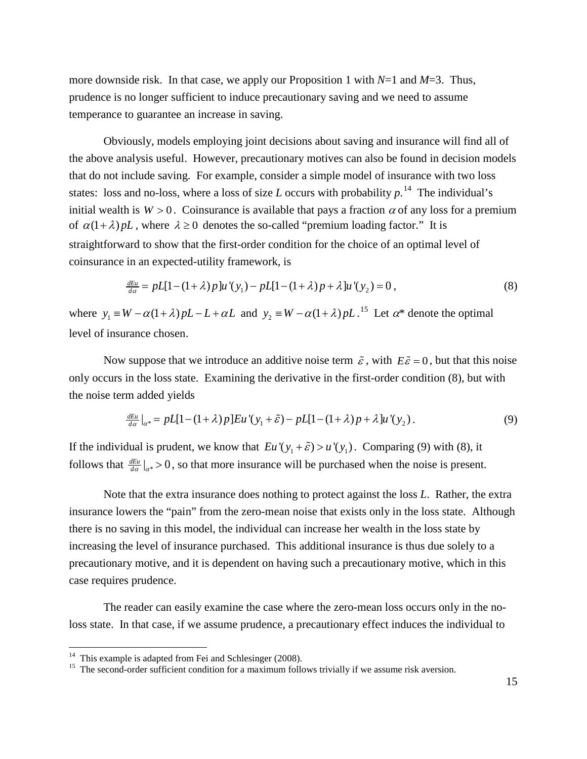more downside risk. In that case, we apply our Proposition 1 with $N$=1 and $M$=3. Thus, prudence is no longer sufficient to induce precautionary saving and we need to assume temperance to guarantee an increase in saving.

Obviously, models employing joint decisions about saving and insurance will find all of the above analysis useful. However, precautionary motives can also be found in decision models that do not include saving. For example, consider a simple model of insurance with two loss states: loss and no-loss, where a loss of size $L$ occurs with probability $p$.[14] The individual's initial wealth is $W > 0$. Coinsurance is available that pays a fraction $\alpha$ of any loss for a premium of $\alpha(1+\lambda)pL$, where $\lambda \geq 0$ denotes the so-called "premium loading factor." It is straightforward to show that the first-order condition for the choice of an optimal level of coinsurance in an expected-utility framework, is

$$\tfrac{dEu}{d\alpha} = pL[1-(1+\lambda)p]u'(y_1) - pL[1-(1+\lambda)p+\lambda]u'(y_2) = 0\,, \tag{8}$$

where $y_1 \equiv W - \alpha(1+\lambda)pL - L + \alpha L$ and $y_2 \equiv W - \alpha(1+\lambda)pL$.[15] Let $\alpha$* denote the optimal level of insurance chosen.

Now suppose that we introduce an additive noise term $\tilde{\varepsilon}$, with $E\tilde{\varepsilon} = 0$, but that this noise only occurs in the loss state. Examining the derivative in the first-order condition (8), but with the noise term added yields

$$\tfrac{dEu}{d\alpha}\big|_{\alpha^*} = pL[1-(1+\lambda)p]Eu'(y_1+\tilde{\varepsilon}) - pL[1-(1+\lambda)p+\lambda]u'(y_2)\,. \tag{9}$$

If the individual is prudent, we know that $Eu'(y_1+\tilde{\varepsilon}) > u'(y_1)$. Comparing (9) with (8), it follows that $\tfrac{dEu}{d\alpha}\big|_{\alpha^*} > 0$, so that more insurance will be purchased when the noise is present.

Note that the extra insurance does nothing to protect against the loss $L$. Rather, the extra insurance lowers the "pain" from the zero-mean noise that exists only in the loss state. Although there is no saving in this model, the individual can increase her wealth in the loss state by increasing the level of insurance purchased. This additional insurance is thus due solely to a precautionary motive, and it is dependent on having such a precautionary motive, which in this case requires prudence.

The reader can easily examine the case where the zero-mean loss occurs only in the no-loss state. In that case, if we assume prudence, a precautionary effect induces the individual to

---

[14] This example is adapted from Fei and Schlesinger (2008).

[15] The second-order sufficient condition for a maximum follows trivially if we assume risk aversion.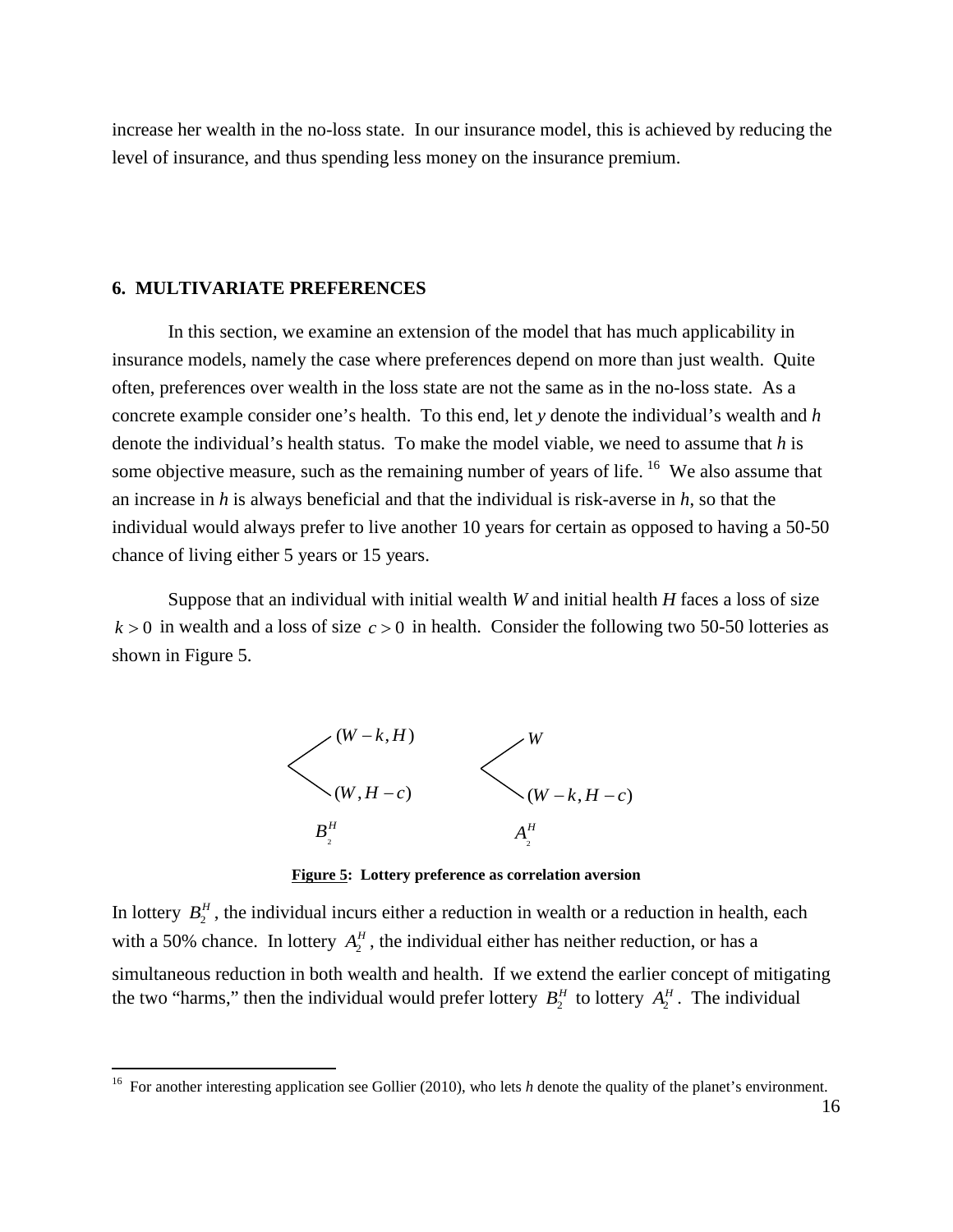increase her wealth in the no-loss state. In our insurance model, this is achieved by reducing the level of insurance, and thus spending less money on the insurance premium.

## 6. MULTIVARIATE PREFERENCES

In this section, we examine an extension of the model that has much applicability in insurance models, namely the case where preferences depend on more than just wealth. Quite often, preferences over wealth in the loss state are not the same as in the no-loss state. As a concrete example consider one's health. To this end, let $y$ denote the individual's wealth and $h$ denote the individual's health status. To make the model viable, we need to assume that $h$ is some objective measure, such as the remaining number of years of life.[16] We also assume that an increase in $h$ is always beneficial and that the individual is risk-averse in $h$, so that the individual would always prefer to live another 10 years for certain as opposed to having a 50-50 chance of living either 5 years or 15 years.

Suppose that an individual with initial wealth $W$ and initial health $H$ faces a loss of size $k > 0$ in wealth and a loss of size $c > 0$ in health. Consider the following two 50-50 lotteries as shown in Figure 5.

$$B_2^H: \quad (W-k, H) \quad \text{or} \quad (W, H-c) \qquad\qquad A_2^H: \quad W \quad \text{or} \quad (W-k, H-c)$$

**Figure 5: Lottery preference as correlation aversion**

In lottery $B_2^H$, the individual incurs either a reduction in wealth or a reduction in health, each with a 50% chance. In lottery $A_2^H$, the individual either has neither reduction, or has a simultaneous reduction in both wealth and health. If we extend the earlier concept of mitigating the two "harms," then the individual would prefer lottery $B_2^H$ to lottery $A_2^H$. The individual

[16] For another interesting application see Gollier (2010), who lets $h$ denote the quality of the planet's environment.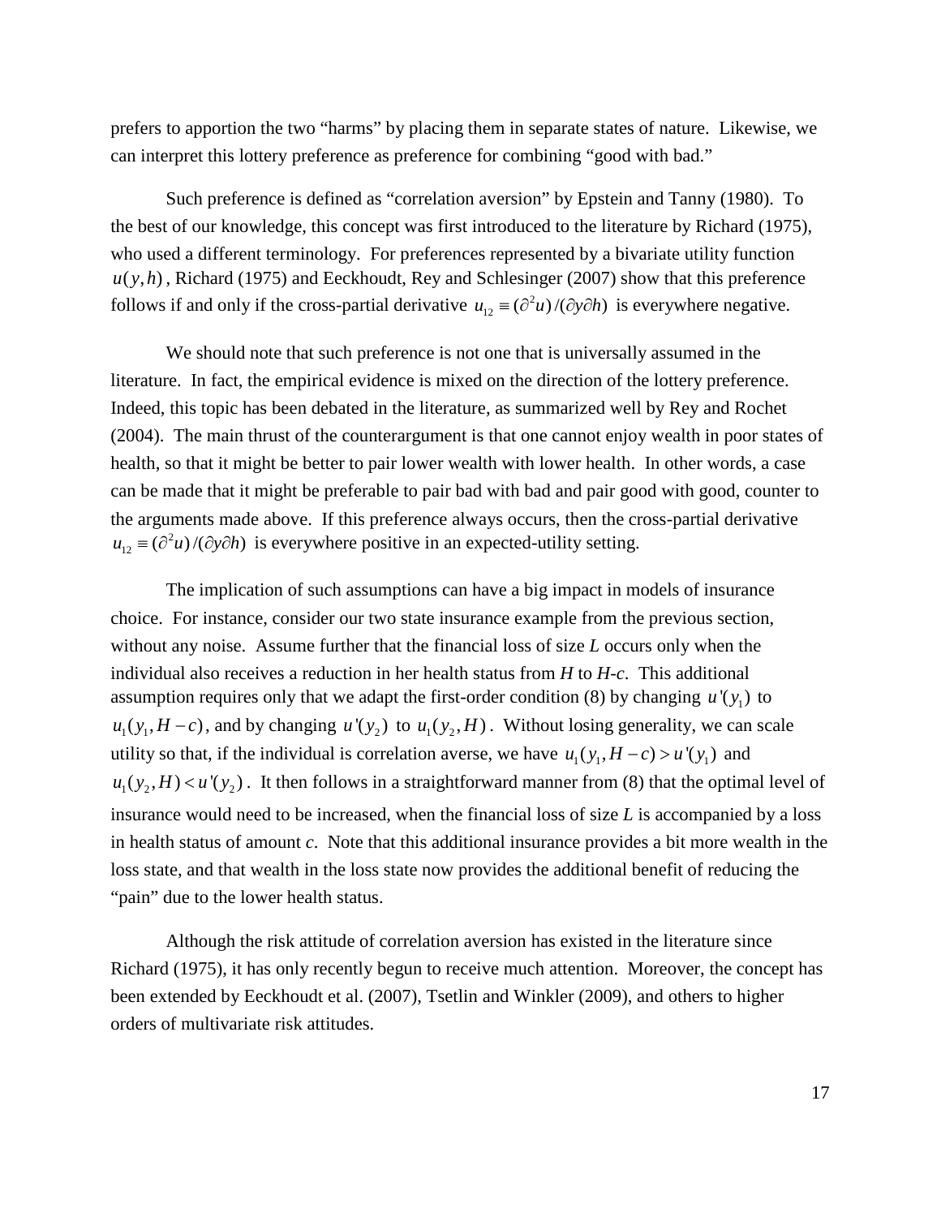prefers to apportion the two "harms" by placing them in separate states of nature. Likewise, we can interpret this lottery preference as preference for combining "good with bad."

Such preference is defined as "correlation aversion" by Epstein and Tanny (1980). To the best of our knowledge, this concept was first introduced to the literature by Richard (1975), who used a different terminology. For preferences represented by a bivariate utility function $u(y,h)$, Richard (1975) and Eeckhoudt, Rey and Schlesinger (2007) show that this preference follows if and only if the cross-partial derivative $u_{12} \equiv (\partial^2 u)/(\partial y \partial h)$ is everywhere negative.

We should note that such preference is not one that is universally assumed in the literature. In fact, the empirical evidence is mixed on the direction of the lottery preference. Indeed, this topic has been debated in the literature, as summarized well by Rey and Rochet (2004). The main thrust of the counterargument is that one cannot enjoy wealth in poor states of health, so that it might be better to pair lower wealth with lower health. In other words, a case can be made that it might be preferable to pair bad with bad and pair good with good, counter to the arguments made above. If this preference always occurs, then the cross-partial derivative $u_{12} \equiv (\partial^2 u)/(\partial y \partial h)$ is everywhere positive in an expected-utility setting.

The implication of such assumptions can have a big impact in models of insurance choice. For instance, consider our two state insurance example from the previous section, without any noise. Assume further that the financial loss of size *L* occurs only when the individual also receives a reduction in her health status from *H* to *H-c*. This additional assumption requires only that we adapt the first-order condition (8) by changing $u'(y_1)$ to $u_1(y_1, H-c)$, and by changing $u'(y_2)$ to $u_1(y_2, H)$. Without losing generality, we can scale utility so that, if the individual is correlation averse, we have $u_1(y_1, H-c) > u'(y_1)$ and $u_1(y_2, H) < u'(y_2)$. It then follows in a straightforward manner from (8) that the optimal level of insurance would need to be increased, when the financial loss of size *L* is accompanied by a loss in health status of amount *c*. Note that this additional insurance provides a bit more wealth in the loss state, and that wealth in the loss state now provides the additional benefit of reducing the "pain" due to the lower health status.

Although the risk attitude of correlation aversion has existed in the literature since Richard (1975), it has only recently begun to receive much attention. Moreover, the concept has been extended by Eeckhoudt et al. (2007), Tsetlin and Winkler (2009), and others to higher orders of multivariate risk attitudes.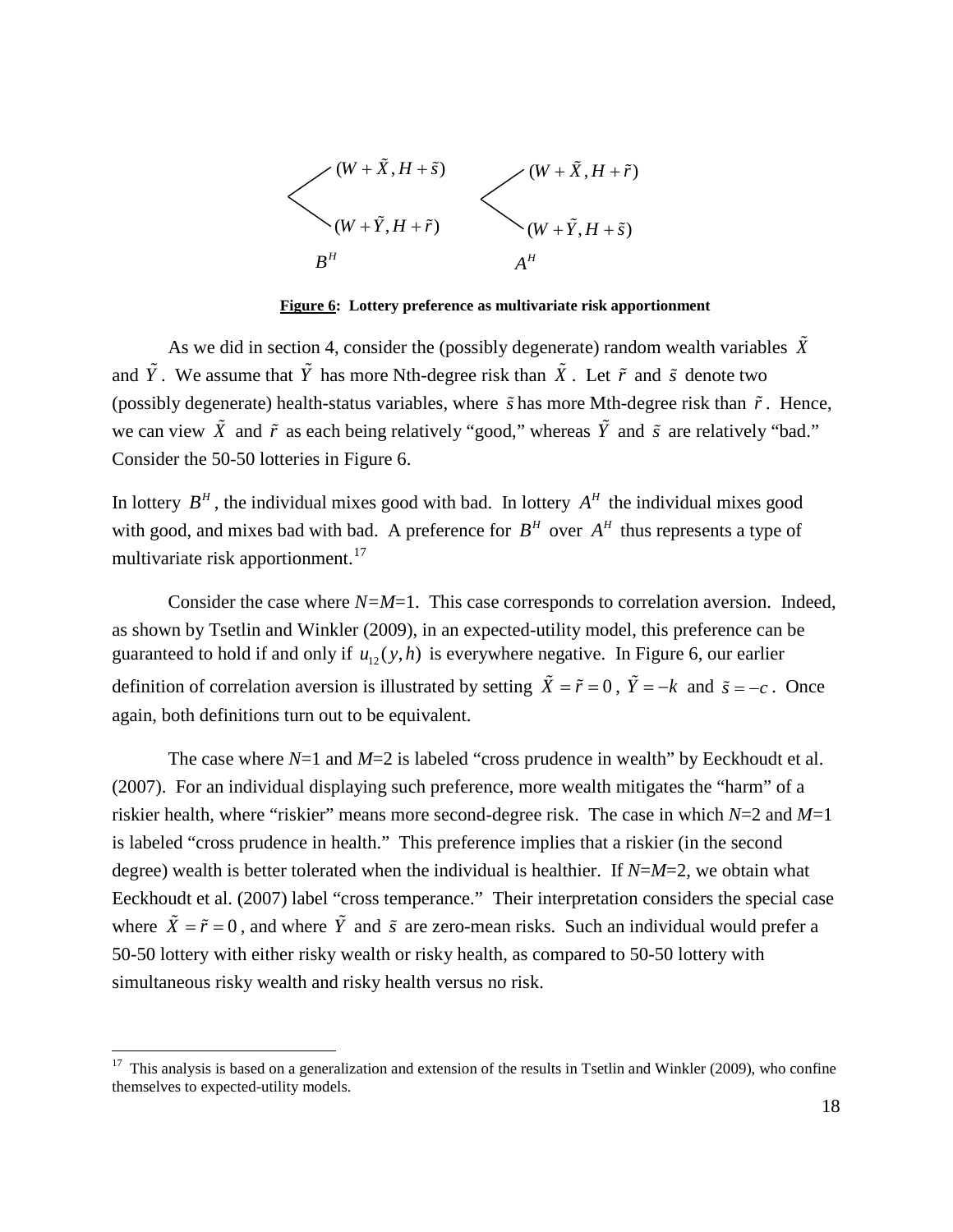$$
B^H: \quad \begin{cases} (W+\tilde{X}, H+\tilde{s}) \\ (W+\tilde{Y}, H+\tilde{r}) \end{cases} \qquad\qquad A^H: \quad \begin{cases} (W+\tilde{X}, H+\tilde{r}) \\ (W+\tilde{Y}, H+\tilde{s}) \end{cases}
$$

**Figure 6: Lottery preference as multivariate risk apportionment**

As we did in section 4, consider the (possibly degenerate) random wealth variables $\tilde{X}$ and $\tilde{Y}$. We assume that $\tilde{Y}$ has more Nth-degree risk than $\tilde{X}$. Let $\tilde{r}$ and $\tilde{s}$ denote two (possibly degenerate) health-status variables, where $\tilde{s}$ has more Mth-degree risk than $\tilde{r}$. Hence, we can view $\tilde{X}$ and $\tilde{r}$ as each being relatively "good," whereas $\tilde{Y}$ and $\tilde{s}$ are relatively "bad." Consider the 50-50 lotteries in Figure 6.

In lottery $B^H$, the individual mixes good with bad. In lottery $A^H$ the individual mixes good with good, and mixes bad with bad. A preference for $B^H$ over $A^H$ thus represents a type of multivariate risk apportionment.[17]

Consider the case where $N=M=1$. This case corresponds to correlation aversion. Indeed, as shown by Tsetlin and Winkler (2009), in an expected-utility model, this preference can be guaranteed to hold if and only if $u_{12}(y,h)$ is everywhere negative. In Figure 6, our earlier definition of correlation aversion is illustrated by setting $\tilde{X}=\tilde{r}=0$, $\tilde{Y}=-k$ and $\tilde{s}=-c$. Once again, both definitions turn out to be equivalent.

The case where $N=1$ and $M=2$ is labeled "cross prudence in wealth" by Eeckhoudt et al. (2007). For an individual displaying such preference, more wealth mitigates the "harm" of a riskier health, where "riskier" means more second-degree risk. The case in which $N=2$ and $M=1$ is labeled "cross prudence in health." This preference implies that a riskier (in the second degree) wealth is better tolerated when the individual is healthier. If $N=M=2$, we obtain what Eeckhoudt et al. (2007) label "cross temperance." Their interpretation considers the special case where $\tilde{X}=\tilde{r}=0$, and where $\tilde{Y}$ and $\tilde{s}$ are zero-mean risks. Such an individual would prefer a 50-50 lottery with either risky wealth or risky health, as compared to 50-50 lottery with simultaneous risky wealth and risky health versus no risk.

---

[17] This analysis is based on a generalization and extension of the results in Tsetlin and Winkler (2009), who confine themselves to expected-utility models.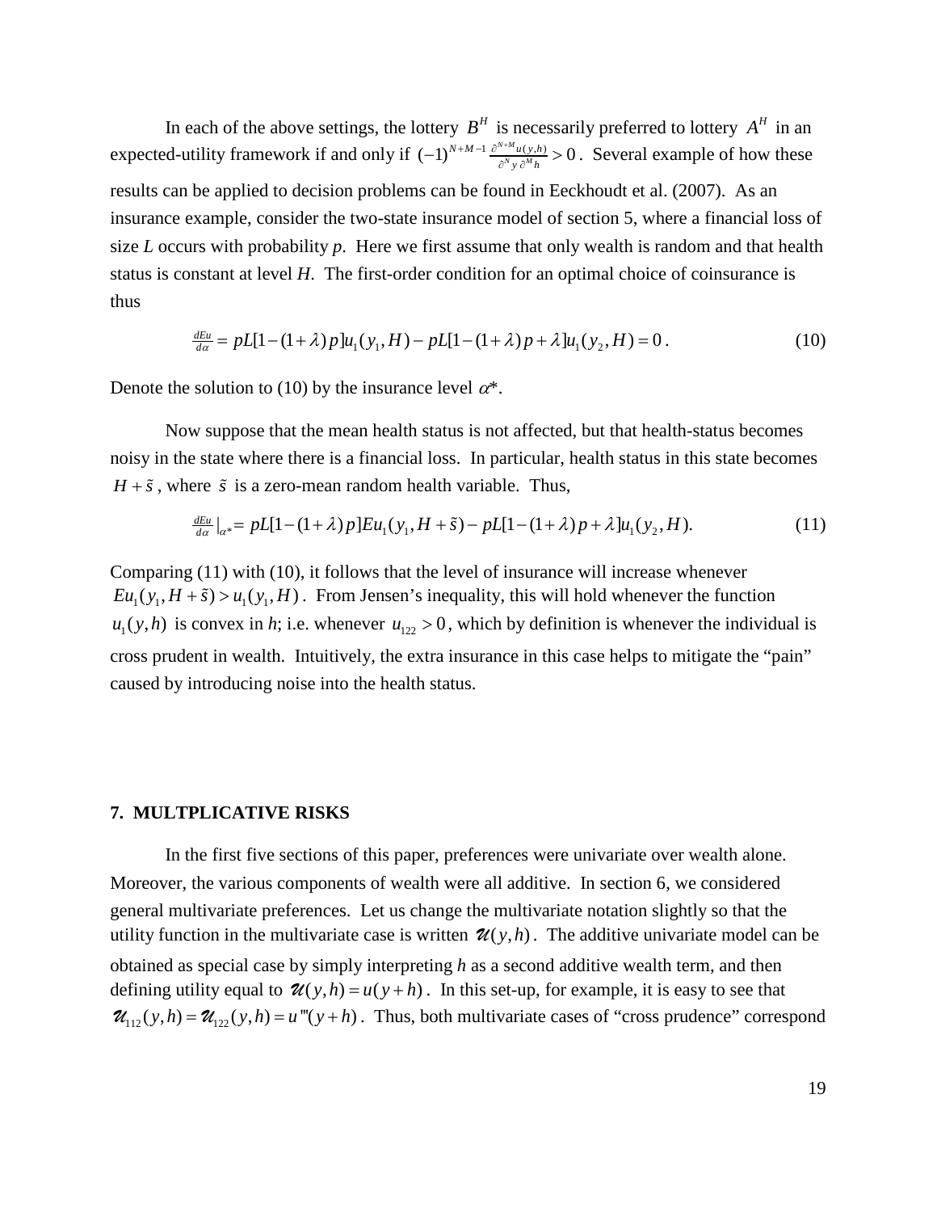In each of the above settings, the lottery $B^H$ is necessarily preferred to lottery $A^H$ in an expected-utility framework if and only if $(-1)^{N+M-1} \frac{\partial^{N+M} u(y,h)}{\partial^N y \, \partial^M h} > 0$. Several example of how these results can be applied to decision problems can be found in Eeckhoudt et al. (2007). As an insurance example, consider the two-state insurance model of section 5, where a financial loss of size *L* occurs with probability *p*. Here we first assume that only wealth is random and that health status is constant at level *H*. The first-order condition for an optimal choice of coinsurance is thus

$$\tfrac{dEu}{d\alpha} = pL[1-(1+\lambda)p]u_1(y_1, H) - pL[1-(1+\lambda)p+\lambda]u_1(y_2, H) = 0\,. \tag{10}$$

Denote the solution to (10) by the insurance level $\alpha$*.

Now suppose that the mean health status is not affected, but that health-status becomes noisy in the state where there is a financial loss. In particular, health status in this state becomes $H+\tilde{s}$, where $\tilde{s}$ is a zero-mean random health variable. Thus,

$$\tfrac{dEu}{d\alpha}\big|_{\alpha^*} = pL[1-(1+\lambda)p]Eu_1(y_1, H+\tilde{s}) - pL[1-(1+\lambda)p+\lambda]u_1(y_2, H). \tag{11}$$

Comparing (11) with (10), it follows that the level of insurance will increase whenever $Eu_1(y_1, H+\tilde{s}) > u_1(y_1, H)$. From Jensen's inequality, this will hold whenever the function $u_1(y,h)$ is convex in *h*; i.e. whenever $u_{122} > 0$, which by definition is whenever the individual is cross prudent in wealth. Intuitively, the extra insurance in this case helps to mitigate the "pain" caused by introducing noise into the health status.

## 7. MULTPLICATIVE RISKS

In the first five sections of this paper, preferences were univariate over wealth alone. Moreover, the various components of wealth were all additive. In section 6, we considered general multivariate preferences. Let us change the multivariate notation slightly so that the utility function in the multivariate case is written $\mathcal{U}(y,h)$. The additive univariate model can be obtained as special case by simply interpreting *h* as a second additive wealth term, and then defining utility equal to $\mathcal{U}(y,h) = u(y+h)$. In this set-up, for example, it is easy to see that $\mathcal{U}_{112}(y,h) = \mathcal{U}_{122}(y,h) = u'''(y+h)$. Thus, both multivariate cases of "cross prudence" correspond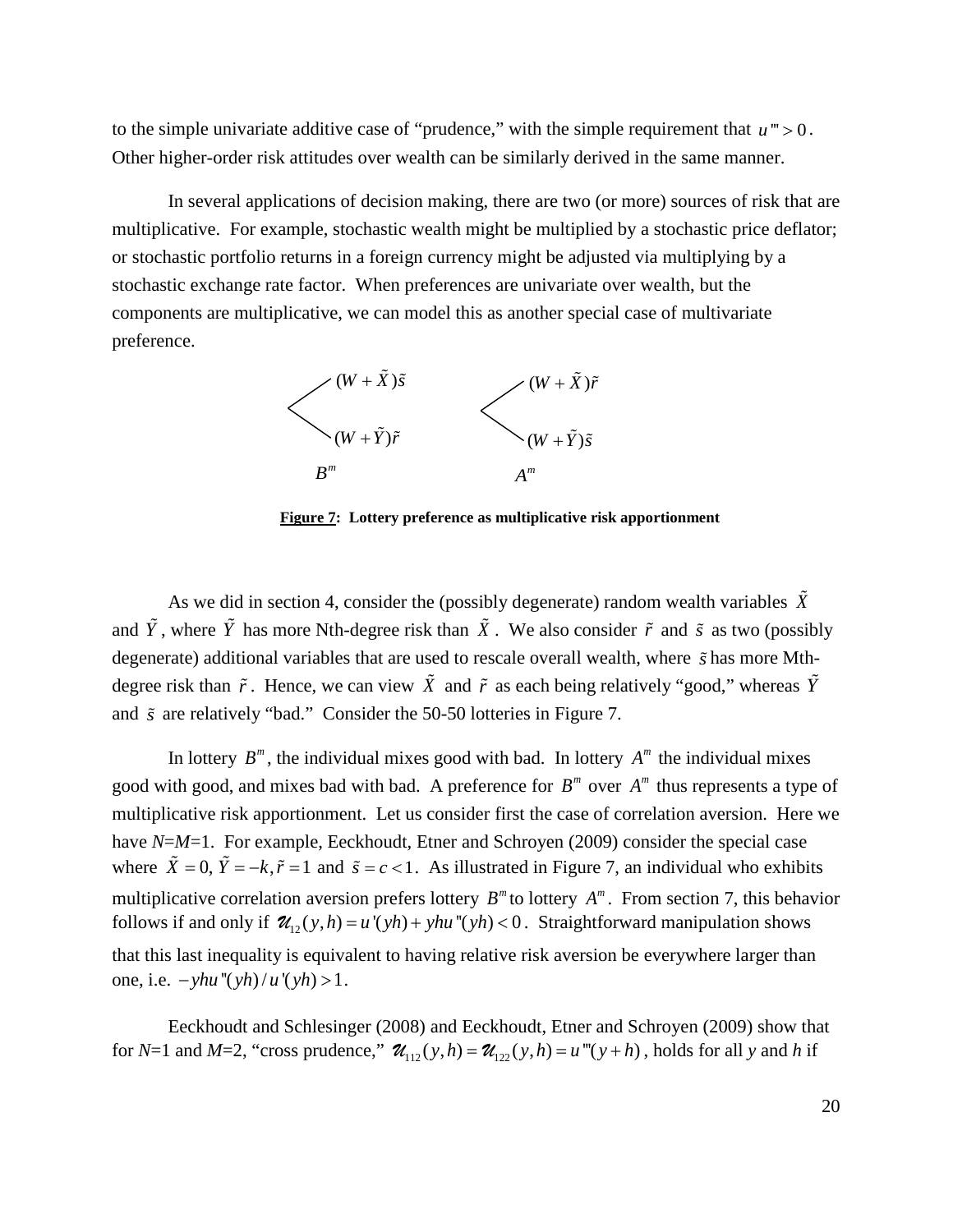to the simple univariate additive case of "prudence," with the simple requirement that $u''' > 0$. Other higher-order risk attitudes over wealth can be similarly derived in the same manner.

In several applications of decision making, there are two (or more) sources of risk that are multiplicative. For example, stochastic wealth might be multiplied by a stochastic price deflator; or stochastic portfolio returns in a foreign currency might be adjusted via multiplying by a stochastic exchange rate factor. When preferences are univariate over wealth, but the components are multiplicative, we can model this as another special case of multivariate preference.

$B^m$: $(W+\tilde{X})\tilde{s}$ / $(W+\tilde{Y})\tilde{r}$

$A^m$: $(W+\tilde{X})\tilde{r}$ / $(W+\tilde{Y})\tilde{s}$

**Figure 7: Lottery preference as multiplicative risk apportionment**

As we did in section 4, consider the (possibly degenerate) random wealth variables $\tilde{X}$ and $\tilde{Y}$, where $\tilde{Y}$ has more Nth-degree risk than $\tilde{X}$. We also consider $\tilde{r}$ and $\tilde{s}$ as two (possibly degenerate) additional variables that are used to rescale overall wealth, where $\tilde{s}$ has more Mth-degree risk than $\tilde{r}$. Hence, we can view $\tilde{X}$ and $\tilde{r}$ as each being relatively "good," whereas $\tilde{Y}$ and $\tilde{s}$ are relatively "bad." Consider the 50-50 lotteries in Figure 7.

In lottery $B^m$, the individual mixes good with bad. In lottery $A^m$ the individual mixes good with good, and mixes bad with bad. A preference for $B^m$ over $A^m$ thus represents a type of multiplicative risk apportionment. Let us consider first the case of correlation aversion. Here we have $N$=$M$=1. For example, Eeckhoudt, Etner and Schroyen (2009) consider the special case where $\tilde{X}=0, \tilde{Y}=-k, \tilde{r}=1$ and $\tilde{s}=c<1$. As illustrated in Figure 7, an individual who exhibits multiplicative correlation aversion prefers lottery $B^m$ to lottery $A^m$. From section 7, this behavior follows if and only if $\mathcal{U}_{12}(y,h)=u'(yh)+yhu''(yh)<0$. Straightforward manipulation shows that this last inequality is equivalent to having relative risk aversion be everywhere larger than one, i.e. $-yhu''(yh)/u'(yh)>1$.

Eeckhoudt and Schlesinger (2008) and Eeckhoudt, Etner and Schroyen (2009) show that for $N$=1 and $M$=2, "cross prudence," $\mathcal{U}_{112}(y,h)=\mathcal{U}_{122}(y,h)=u'''(y+h)$, holds for all $y$ and $h$ if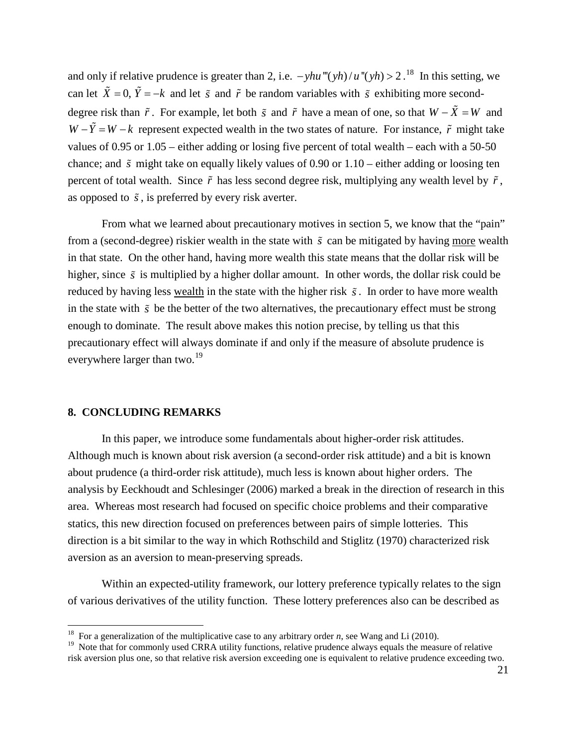and only if relative prudence is greater than 2, i.e. $-yhu'''(yh)/u''(yh) > 2$.[18] In this setting, we can let $\tilde{X} = 0, \tilde{Y} = -k$ and let $\tilde{s}$ and $\tilde{r}$ be random variables with $\tilde{s}$ exhibiting more second-degree risk than $\tilde{r}$. For example, let both $\tilde{s}$ and $\tilde{r}$ have a mean of one, so that $W - \tilde{X} = W$ and $W - \tilde{Y} = W - k$ represent expected wealth in the two states of nature. For instance, $\tilde{r}$ might take values of 0.95 or 1.05 – either adding or losing five percent of total wealth – each with a 50-50 chance; and $\tilde{s}$ might take on equally likely values of 0.90 or 1.10 – either adding or loosing ten percent of total wealth. Since $\tilde{r}$ has less second degree risk, multiplying any wealth level by $\tilde{r}$, as opposed to $\tilde{s}$, is preferred by every risk averter.

From what we learned about precautionary motives in section 5, we know that the "pain" from a (second-degree) riskier wealth in the state with $\tilde{s}$ can be mitigated by having <u>more</u> wealth in that state. On the other hand, having more wealth this state means that the dollar risk will be higher, since $\tilde{s}$ is multiplied by a higher dollar amount. In other words, the dollar risk could be reduced by having less <u>wealth</u> in the state with the higher risk $\tilde{s}$. In order to have more wealth in the state with $\tilde{s}$ be the better of the two alternatives, the precautionary effect must be strong enough to dominate. The result above makes this notion precise, by telling us that this precautionary effect will always dominate if and only if the measure of absolute prudence is everywhere larger than two.[19]

## 8. CONCLUDING REMARKS

In this paper, we introduce some fundamentals about higher-order risk attitudes. Although much is known about risk aversion (a second-order risk attitude) and a bit is known about prudence (a third-order risk attitude), much less is known about higher orders. The analysis by Eeckhoudt and Schlesinger (2006) marked a break in the direction of research in this area. Whereas most research had focused on specific choice problems and their comparative statics, this new direction focused on preferences between pairs of simple lotteries. This direction is a bit similar to the way in which Rothschild and Stiglitz (1970) characterized risk aversion as an aversion to mean-preserving spreads.

Within an expected-utility framework, our lottery preference typically relates to the sign of various derivatives of the utility function. These lottery preferences also can be described as

---

[18] For a generalization of the multiplicative case to any arbitrary order *n*, see Wang and Li (2010).

[19] Note that for commonly used CRRA utility functions, relative prudence always equals the measure of relative risk aversion plus one, so that relative risk aversion exceeding one is equivalent to relative prudence exceeding two.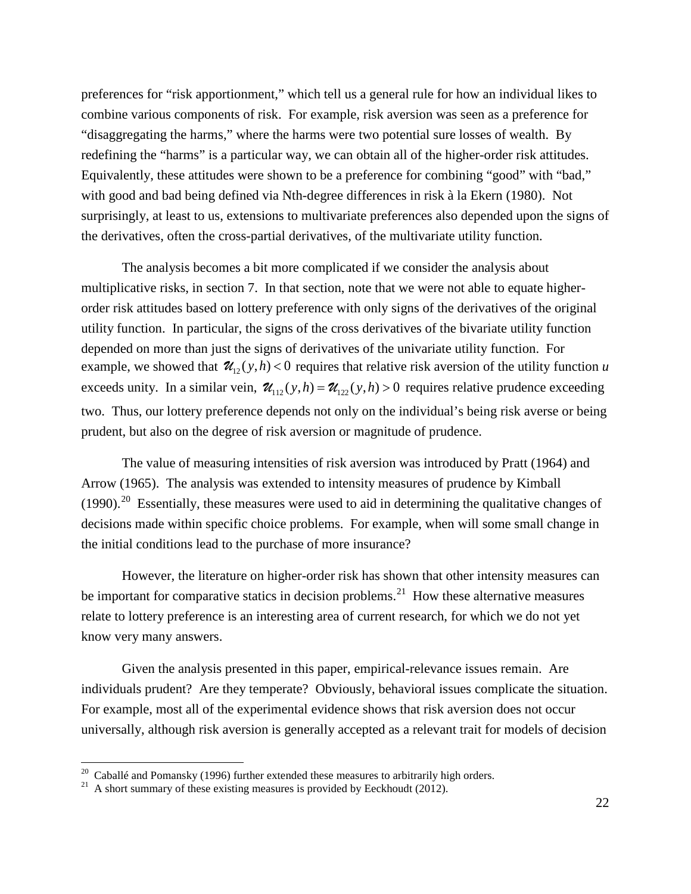preferences for "risk apportionment," which tell us a general rule for how an individual likes to combine various components of risk. For example, risk aversion was seen as a preference for "disaggregating the harms," where the harms were two potential sure losses of wealth. By redefining the "harms" is a particular way, we can obtain all of the higher-order risk attitudes. Equivalently, these attitudes were shown to be a preference for combining "good" with "bad," with good and bad being defined via Nth-degree differences in risk à la Ekern (1980). Not surprisingly, at least to us, extensions to multivariate preferences also depended upon the signs of the derivatives, often the cross-partial derivatives, of the multivariate utility function.

The analysis becomes a bit more complicated if we consider the analysis about multiplicative risks, in section 7. In that section, note that we were not able to equate higher-order risk attitudes based on lottery preference with only signs of the derivatives of the original utility function. In particular, the signs of the cross derivatives of the bivariate utility function depended on more than just the signs of derivatives of the univariate utility function. For example, we showed that $\mathcal{U}_{12}(y,h)<0$ requires that relative risk aversion of the utility function $u$ exceeds unity. In a similar vein, $\mathcal{U}_{112}(y,h)=\mathcal{U}_{122}(y,h)>0$ requires relative prudence exceeding two. Thus, our lottery preference depends not only on the individual's being risk averse or being prudent, but also on the degree of risk aversion or magnitude of prudence.

The value of measuring intensities of risk aversion was introduced by Pratt (1964) and Arrow (1965). The analysis was extended to intensity measures of prudence by Kimball (1990).[20] Essentially, these measures were used to aid in determining the qualitative changes of decisions made within specific choice problems. For example, when will some small change in the initial conditions lead to the purchase of more insurance?

However, the literature on higher-order risk has shown that other intensity measures can be important for comparative statics in decision problems.[21] How these alternative measures relate to lottery preference is an interesting area of current research, for which we do not yet know very many answers.

Given the analysis presented in this paper, empirical-relevance issues remain. Are individuals prudent? Are they temperate? Obviously, behavioral issues complicate the situation. For example, most all of the experimental evidence shows that risk aversion does not occur universally, although risk aversion is generally accepted as a relevant trait for models of decision

[20] Caballé and Pomansky (1996) further extended these measures to arbitrarily high orders.

[21] A short summary of these existing measures is provided by Eeckhoudt (2012).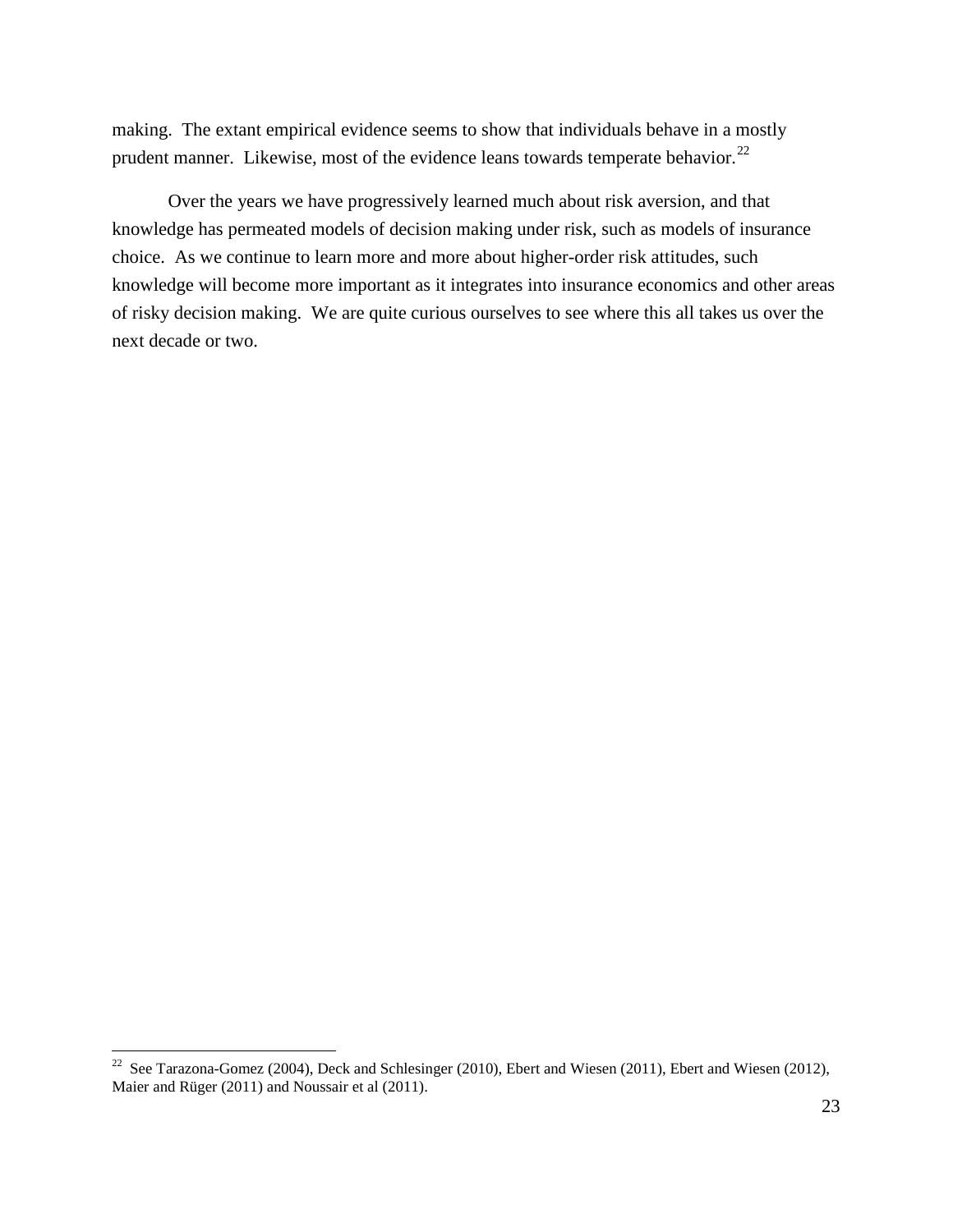making. The extant empirical evidence seems to show that individuals behave in a mostly prudent manner. Likewise, most of the evidence leans towards temperate behavior.[22]

Over the years we have progressively learned much about risk aversion, and that knowledge has permeated models of decision making under risk, such as models of insurance choice. As we continue to learn more and more about higher-order risk attitudes, such knowledge will become more important as it integrates into insurance economics and other areas of risky decision making. We are quite curious ourselves to see where this all takes us over the next decade or two.

---

[22] See Tarazona-Gomez (2004), Deck and Schlesinger (2010), Ebert and Wiesen (2011), Ebert and Wiesen (2012), Maier and Rüger (2011) and Noussair et al (2011).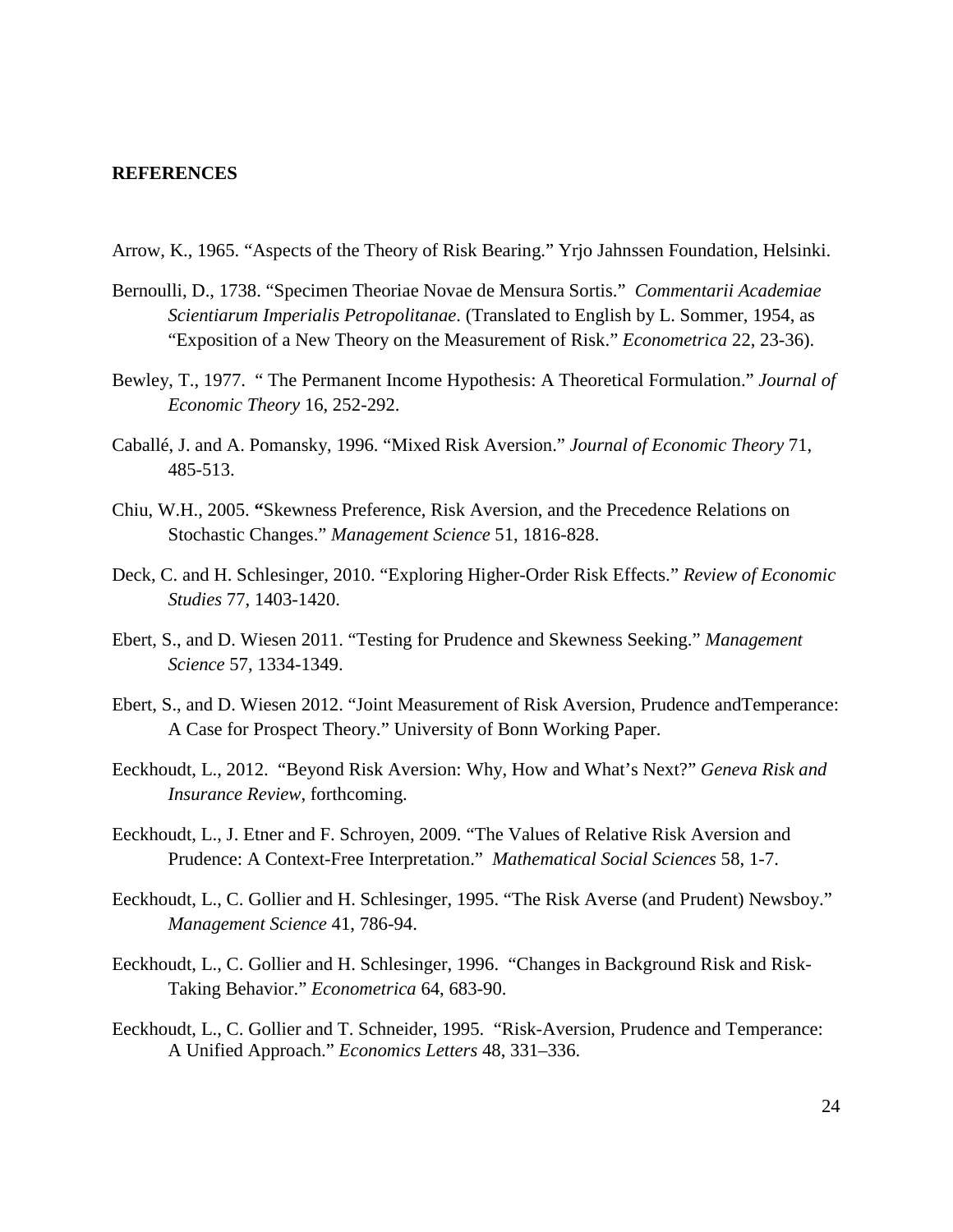## REFERENCES

Arrow, K., 1965. "Aspects of the Theory of Risk Bearing." Yrjo Jahnssen Foundation, Helsinki.

Bernoulli, D., 1738. "Specimen Theoriae Novae de Mensura Sortis." *Commentarii Academiae Scientiarum Imperialis Petropolitanae*. (Translated to English by L. Sommer, 1954, as "Exposition of a New Theory on the Measurement of Risk." *Econometrica* 22, 23-36).

Bewley, T., 1977. " The Permanent Income Hypothesis: A Theoretical Formulation." *Journal of Economic Theory* 16, 252-292.

Caballé, J. and A. Pomansky, 1996. "Mixed Risk Aversion." *Journal of Economic Theory* 71, 485-513.

Chiu, W.H., 2005. "Skewness Preference, Risk Aversion, and the Precedence Relations on Stochastic Changes." *Management Science* 51, 1816-828.

Deck, C. and H. Schlesinger, 2010. "Exploring Higher-Order Risk Effects." *Review of Economic Studies* 77, 1403-1420.

Ebert, S., and D. Wiesen 2011. "Testing for Prudence and Skewness Seeking." *Management Science* 57, 1334-1349.

Ebert, S., and D. Wiesen 2012. "Joint Measurement of Risk Aversion, Prudence andTemperance: A Case for Prospect Theory." University of Bonn Working Paper.

Eeckhoudt, L., 2012. "Beyond Risk Aversion: Why, How and What's Next?" *Geneva Risk and Insurance Review*, forthcoming.

Eeckhoudt, L., J. Etner and F. Schroyen, 2009. "The Values of Relative Risk Aversion and Prudence: A Context-Free Interpretation." *Mathematical Social Sciences* 58, 1-7.

Eeckhoudt, L., C. Gollier and H. Schlesinger, 1995. "The Risk Averse (and Prudent) Newsboy." *Management Science* 41, 786-94.

Eeckhoudt, L., C. Gollier and H. Schlesinger, 1996. "Changes in Background Risk and Risk-Taking Behavior." *Econometrica* 64, 683-90.

Eeckhoudt, L., C. Gollier and T. Schneider, 1995. "Risk-Aversion, Prudence and Temperance: A Unified Approach." *Economics Letters* 48, 331–336.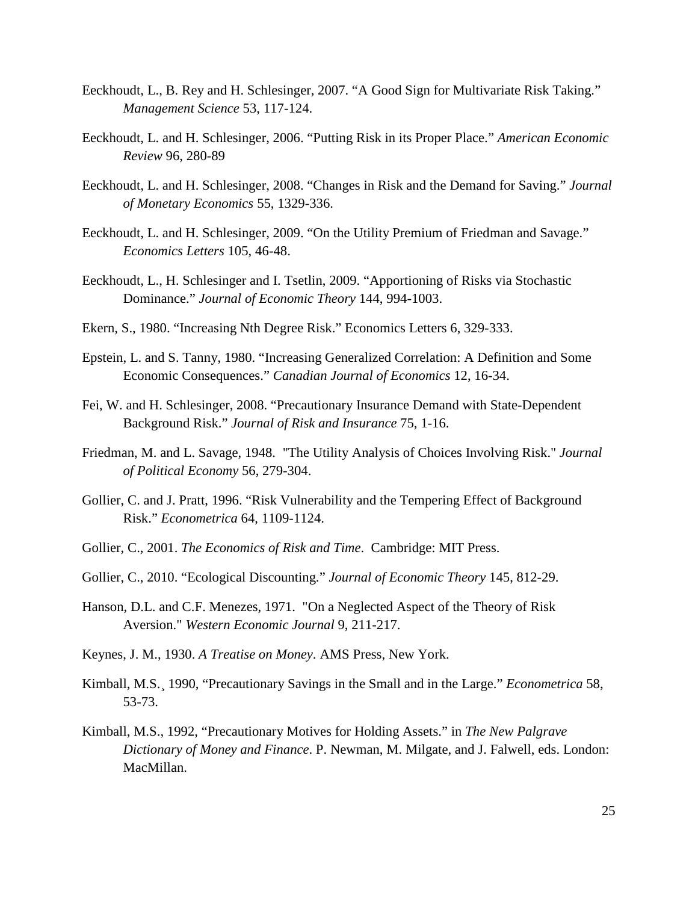Eeckhoudt, L., B. Rey and H. Schlesinger, 2007. "A Good Sign for Multivariate Risk Taking." *Management Science* 53, 117-124.

Eeckhoudt, L. and H. Schlesinger, 2006. "Putting Risk in its Proper Place." *American Economic Review* 96, 280-89

Eeckhoudt, L. and H. Schlesinger, 2008. "Changes in Risk and the Demand for Saving." *Journal of Monetary Economics* 55, 1329-336.

Eeckhoudt, L. and H. Schlesinger, 2009. "On the Utility Premium of Friedman and Savage." *Economics Letters* 105, 46-48.

Eeckhoudt, L., H. Schlesinger and I. Tsetlin, 2009. "Apportioning of Risks via Stochastic Dominance." *Journal of Economic Theory* 144, 994-1003.

Ekern, S., 1980. "Increasing Nth Degree Risk." Economics Letters 6, 329-333.

Epstein, L. and S. Tanny, 1980. "Increasing Generalized Correlation: A Definition and Some Economic Consequences." *Canadian Journal of Economics* 12, 16-34.

Fei, W. and H. Schlesinger, 2008. "Precautionary Insurance Demand with State-Dependent Background Risk." *Journal of Risk and Insurance* 75, 1-16.

Friedman, M. and L. Savage, 1948. "The Utility Analysis of Choices Involving Risk." *Journal of Political Economy* 56, 279-304.

Gollier, C. and J. Pratt, 1996. "Risk Vulnerability and the Tempering Effect of Background Risk." *Econometrica* 64, 1109-1124.

Gollier, C., 2001. *The Economics of Risk and Time*. Cambridge: MIT Press.

Gollier, C., 2010. "Ecological Discounting." *Journal of Economic Theory* 145, 812-29.

Hanson, D.L. and C.F. Menezes, 1971. "On a Neglected Aspect of the Theory of Risk Aversion." *Western Economic Journal* 9, 211-217.

Keynes, J. M., 1930. *A Treatise on Money*. AMS Press, New York.

Kimball, M.S.¸ 1990, "Precautionary Savings in the Small and in the Large." *Econometrica* 58, 53-73.

Kimball, M.S., 1992, "Precautionary Motives for Holding Assets." in *The New Palgrave Dictionary of Money and Finance*. P. Newman, M. Milgate, and J. Falwell, eds. London: MacMillan.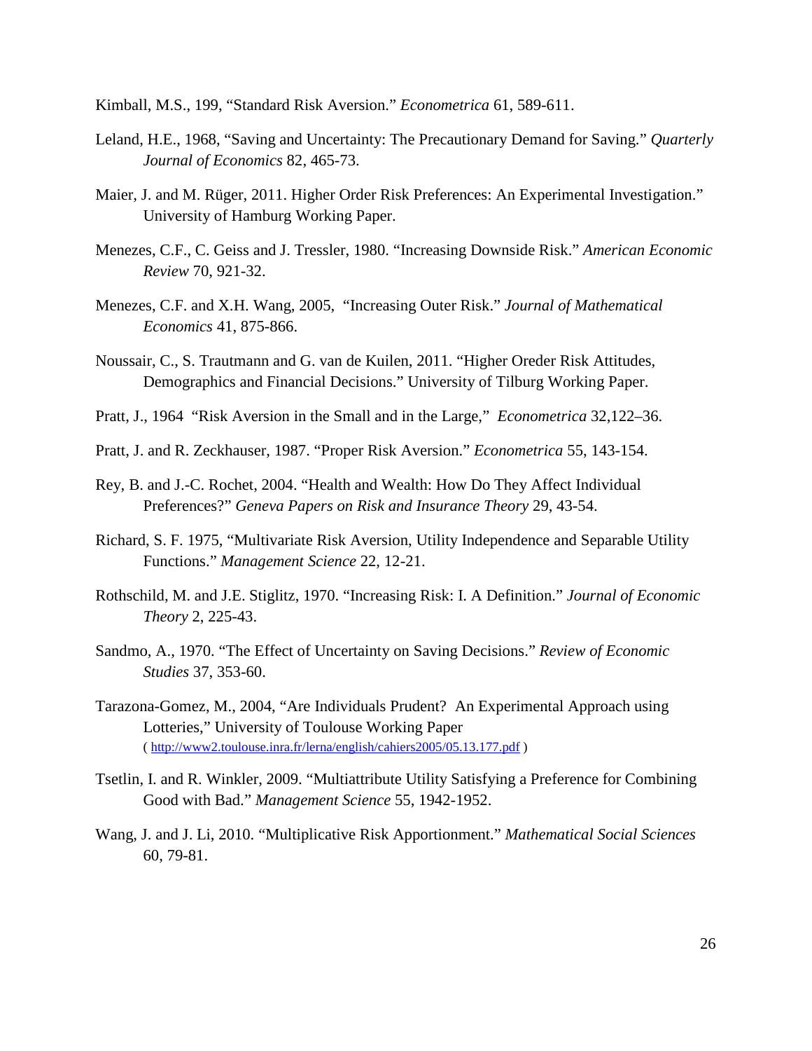Kimball, M.S., 199, "Standard Risk Aversion." *Econometrica* 61, 589-611.

Leland, H.E., 1968, "Saving and Uncertainty: The Precautionary Demand for Saving." *Quarterly Journal of Economics* 82, 465-73.

Maier, J. and M. Rüger, 2011. Higher Order Risk Preferences: An Experimental Investigation." University of Hamburg Working Paper.

Menezes, C.F., C. Geiss and J. Tressler, 1980. "Increasing Downside Risk." *American Economic Review* 70, 921-32.

Menezes, C.F. and X.H. Wang, 2005, "Increasing Outer Risk." *Journal of Mathematical Economics* 41, 875-866.

Noussair, C., S. Trautmann and G. van de Kuilen, 2011. "Higher Oreder Risk Attitudes, Demographics and Financial Decisions." University of Tilburg Working Paper.

Pratt, J., 1964 "Risk Aversion in the Small and in the Large," *Econometrica* 32,122–36.

Pratt, J. and R. Zeckhauser, 1987. "Proper Risk Aversion." *Econometrica* 55, 143-154.

Rey, B. and J.-C. Rochet, 2004. "Health and Wealth: How Do They Affect Individual Preferences?" *Geneva Papers on Risk and Insurance Theory* 29, 43-54.

Richard, S. F. 1975, "Multivariate Risk Aversion, Utility Independence and Separable Utility Functions." *Management Science* 22, 12-21.

Rothschild, M. and J.E. Stiglitz, 1970. "Increasing Risk: I. A Definition." *Journal of Economic Theory* 2, 225-43.

Sandmo, A., 1970. "The Effect of Uncertainty on Saving Decisions." *Review of Economic Studies* 37, 353-60.

Tarazona-Gomez, M., 2004, "Are Individuals Prudent? An Experimental Approach using Lotteries," University of Toulouse Working Paper ( http://www2.toulouse.inra.fr/lerna/english/cahiers2005/05.13.177.pdf )

Tsetlin, I. and R. Winkler, 2009. "Multiattribute Utility Satisfying a Preference for Combining Good with Bad." *Management Science* 55, 1942-1952.

Wang, J. and J. Li, 2010. "Multiplicative Risk Apportionment." *Mathematical Social Sciences* 60, 79-81.